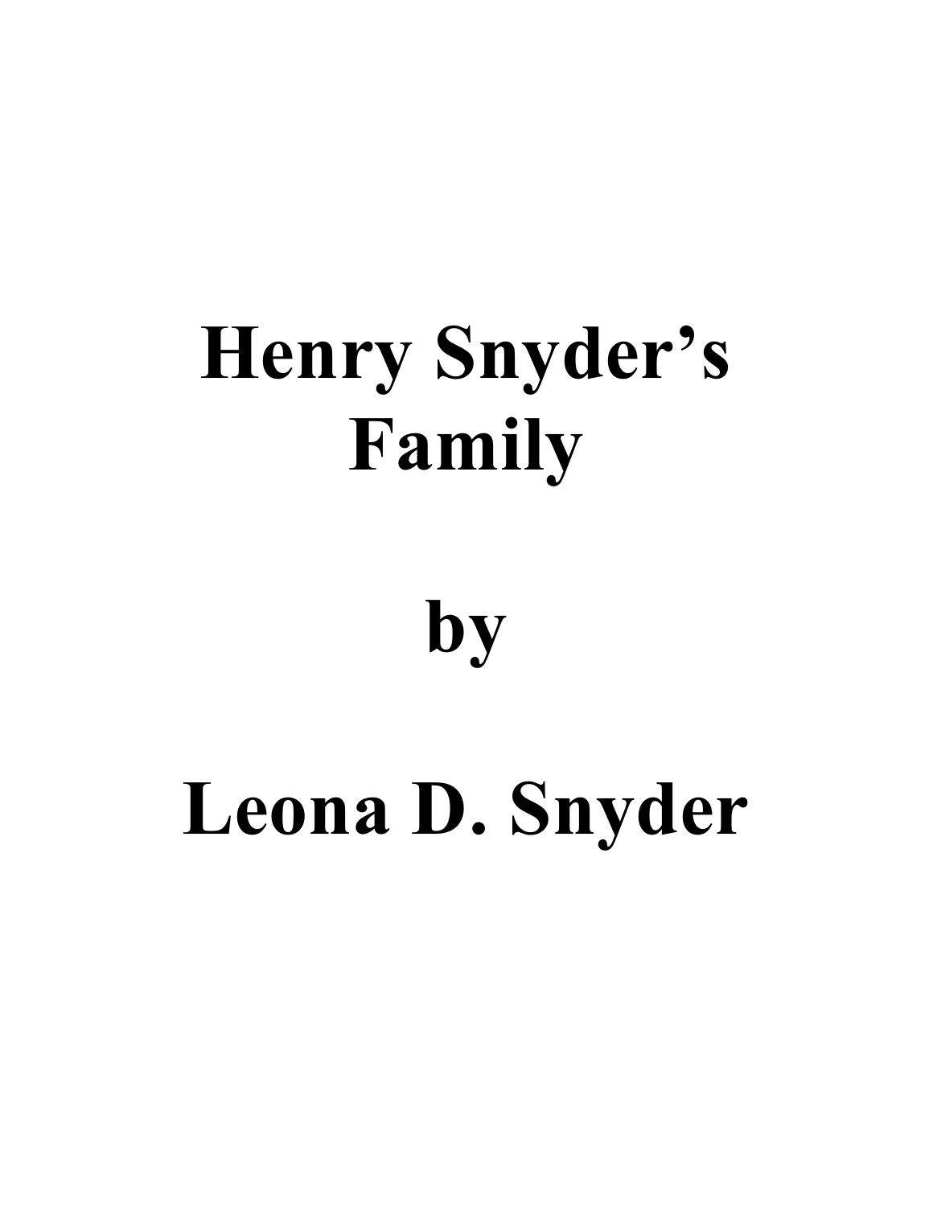# Henry Snyder's Family

# by

# Leona D. Snyder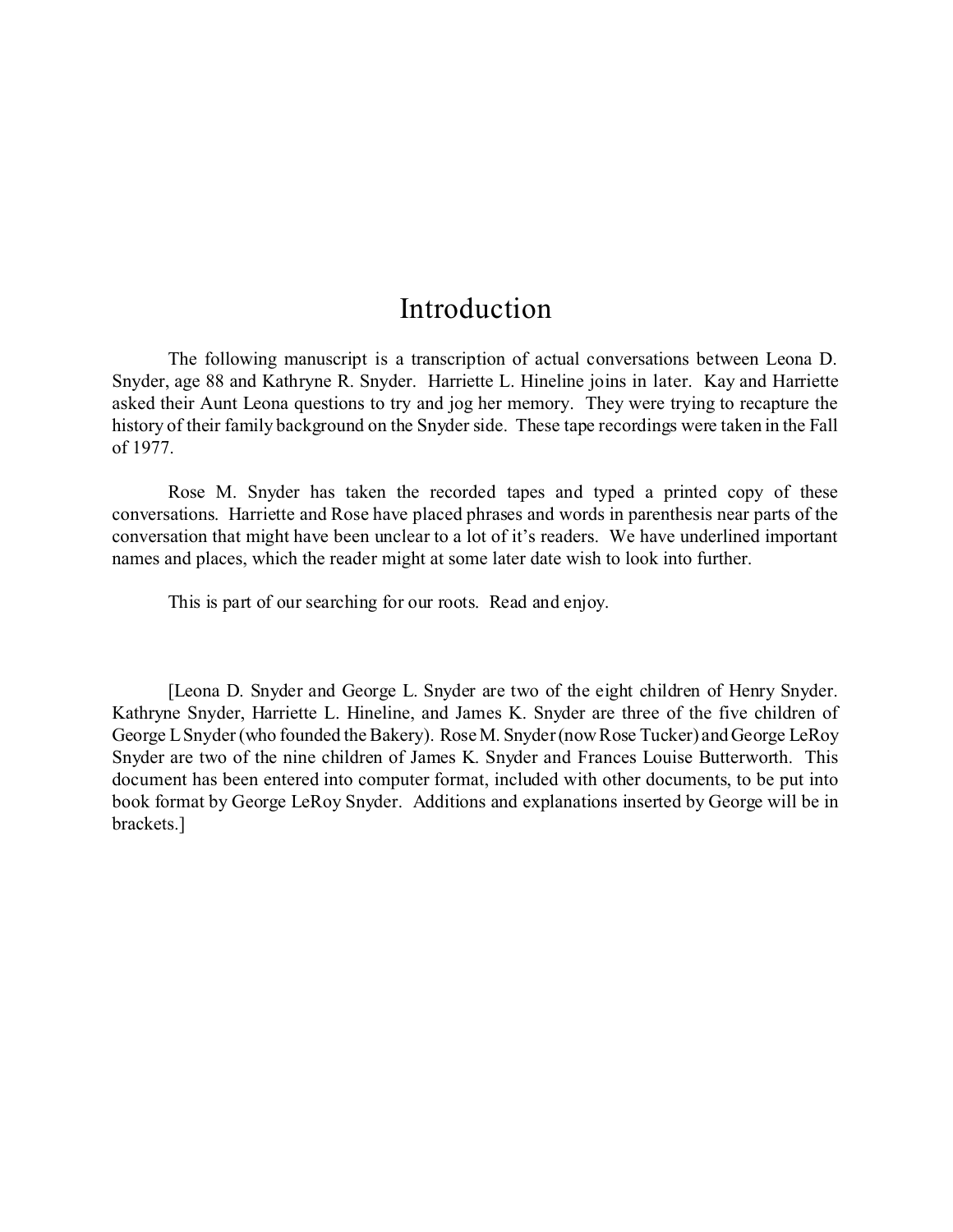# Introduction

The following manuscript is a transcription of actual conversations between Leona D. Snyder, age 88 and Kathryne R. Snyder. Harriette L. Hineline joins in later. Kay and Harriette asked their Aunt Leona questions to try and jog her memory. They were trying to recapture the history of their family background on the Snyder side. These tape recordings were taken in the Fall of 1977.

Rose M. Snyder has taken the recorded tapes and typed a printed copy of these conversations. Harriette and Rose have placed phrases and words in parenthesis near parts of the conversation that might have been unclear to a lot of it's readers. We have underlined important names and places, which the reader might at some later date wish to look into further.

This is part of our searching for our roots. Read and enjoy.

[Leona D. Snyder and George L. Snyder are two of the eight children of Henry Snyder. Kathryne Snyder, Harriette L. Hineline, and James K. Snyder are three of the five children of George L Snyder (who founded the Bakery). Rose M. Snyder (now Rose Tucker) and George LeRoy Snyder are two of the nine children of James K. Snyder and Frances Louise Butterworth. This document has been entered into computer format, included with other documents, to be put into book format by George LeRoy Snyder. Additions and explanations inserted by George will be in brackets.]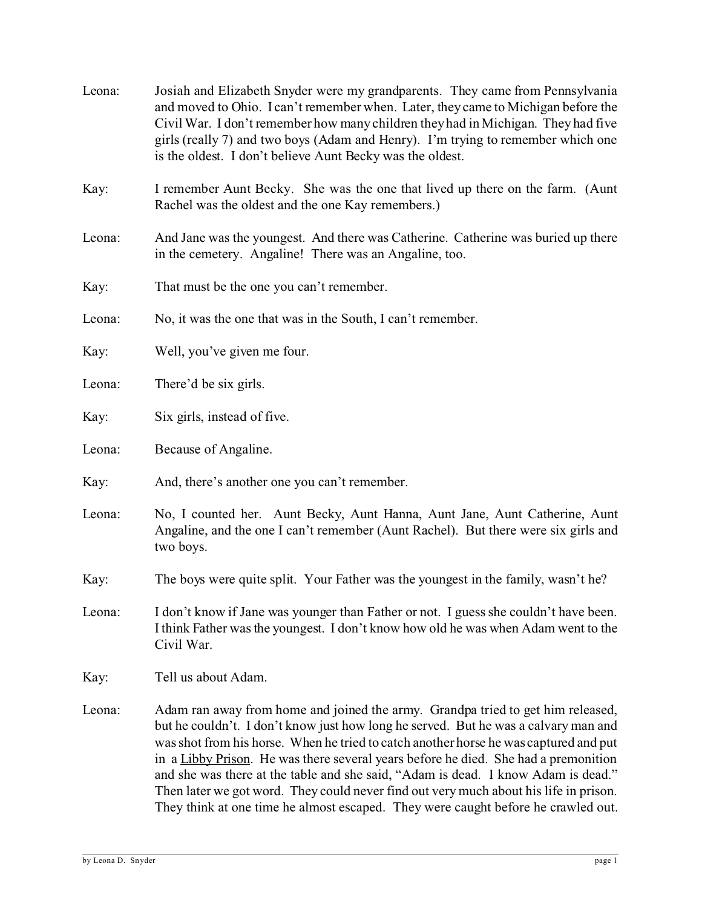Leona: Josiah and Elizabeth Snyder were my grandparents. They came from Pennsylvania and moved to Ohio. I can't remember when. Later, they came to Michigan before the Civil War. I don't remember how many children they had in Michigan. They had five girls (really 7) and two boys (Adam and Henry). I'm trying to remember which one is the oldest. I don't believe Aunt Becky was the oldest.

Kay: I remember Aunt Becky. She was the one that lived up there on the farm. (Aunt Rachel was the oldest and the one Kay remembers.)

Leona: And Jane was the youngest. And there was Catherine. Catherine was buried up there in the cemetery. Angaline! There was an Angaline, too.

Kay: That must be the one you can't remember.

Leona: No, it was the one that was in the South, I can't remember.

Kay: Well, you've given me four.

Leona: There'd be six girls.

Kay: Six girls, instead of five.

Leona: Because of Angaline.

Kay: And, there's another one you can't remember.

Leona: No, I counted her. Aunt Becky, Aunt Hanna, Aunt Jane, Aunt Catherine, Aunt Angaline, and the one I can't remember (Aunt Rachel). But there were six girls and two boys.

Kay: The boys were quite split. Your Father was the youngest in the family, wasn't he?

Leona: I don't know if Jane was younger than Father or not. I guess she couldn't have been. I think Father was the youngest. I don't know how old he was when Adam went to the Civil War.

Kay: Tell us about Adam.

Leona: Adam ran away from home and joined the army. Grandpa tried to get him released, but he couldn't. I don't know just how long he served. But he was a calvary man and was shot from his horse. When he tried to catch another horse he was captured and put in a <u>Libby Prison</u>. He was there several years before he died. She had a premonition and she was there at the table and she said, "Adam is dead. I know Adam is dead." Then later we got word. They could never find out very much about his life in prison. They think at one time he almost escaped. They were caught before he crawled out.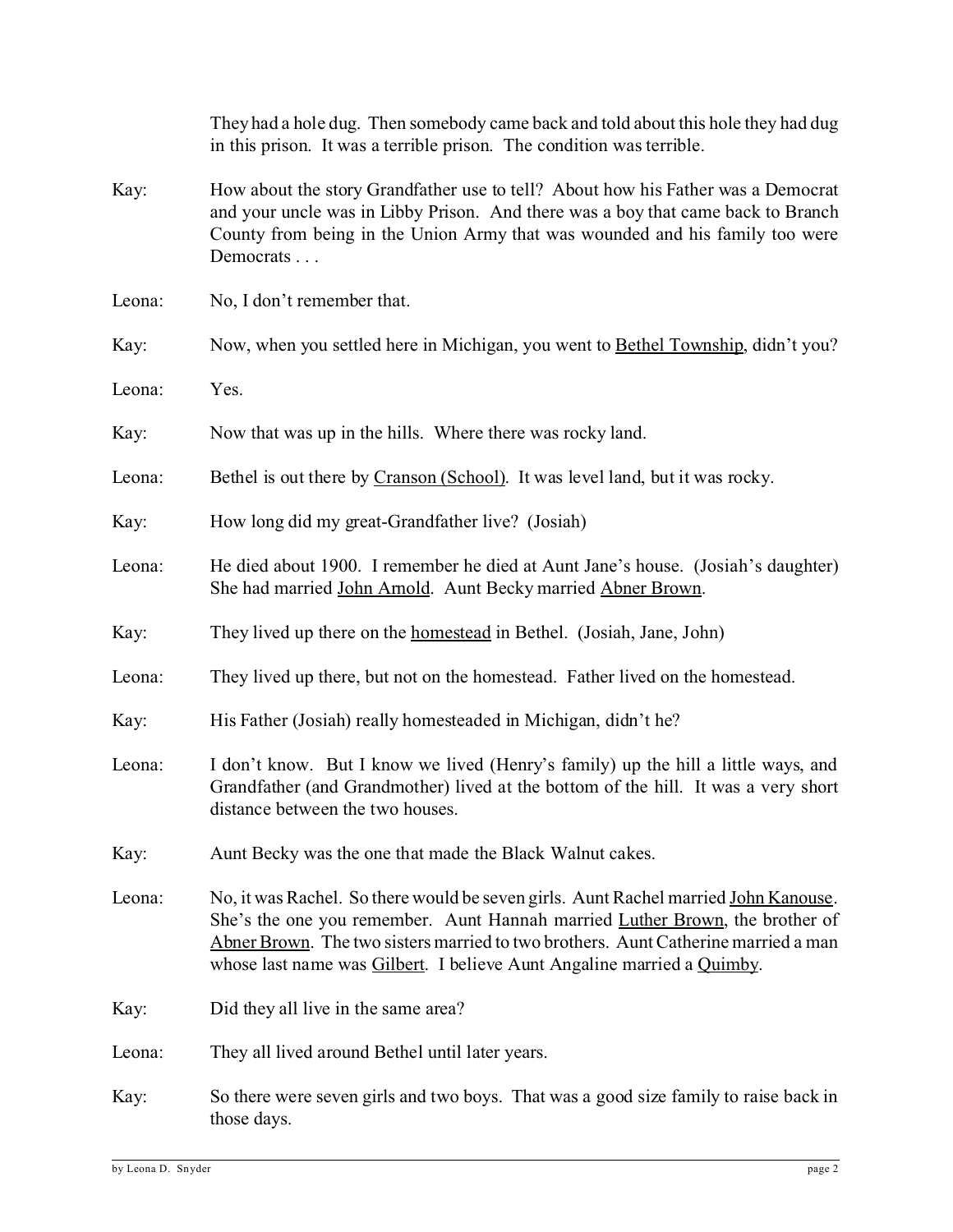They had a hole dug. Then somebody came back and told about this hole they had dug in this prison. It was a terrible prison. The condition was terrible.

Kay: How about the story Grandfather use to tell? About how his Father was a Democrat and your uncle was in Libby Prison. And there was a boy that came back to Branch County from being in the Union Army that was wounded and his family too were Democrats . . .

Leona: No, I don't remember that.

Kay: Now, when you settled here in Michigan, you went to <u>Bethel Township</u>, didn't you?

Leona: Yes.

Kay: Now that was up in the hills. Where there was rocky land.

Leona: Bethel is out there by <u>Cranson (School)</u>. It was level land, but it was rocky.

Kay: How long did my great-Grandfather live? (Josiah)

Leona: He died about 1900. I remember he died at Aunt Jane's house. (Josiah's daughter) She had married <u>John Arnold</u>. Aunt Becky married <u>Abner Brown</u>.

Kay: They lived up there on the <u>homestead</u> in Bethel. (Josiah, Jane, John)

Leona: They lived up there, but not on the homestead. Father lived on the homestead.

Kay: His Father (Josiah) really homesteaded in Michigan, didn't he?

Leona: I don't know. But I know we lived (Henry's family) up the hill a little ways, and Grandfather (and Grandmother) lived at the bottom of the hill. It was a very short distance between the two houses.

Kay: Aunt Becky was the one that made the Black Walnut cakes.

Leona: No, it was Rachel. So there would be seven girls. Aunt Rachel married <u>John Kanouse</u>. She's the one you remember. Aunt Hannah married <u>Luther Brown</u>, the brother of <u>Abner Brown</u>. The two sisters married to two brothers. Aunt Catherine married a man whose last name was <u>Gilbert</u>. I believe Aunt Angaline married a <u>Quimby</u>.

Kay: Did they all live in the same area?

Leona: They all lived around Bethel until later years.

Kay: So there were seven girls and two boys. That was a good size family to raise back in those days.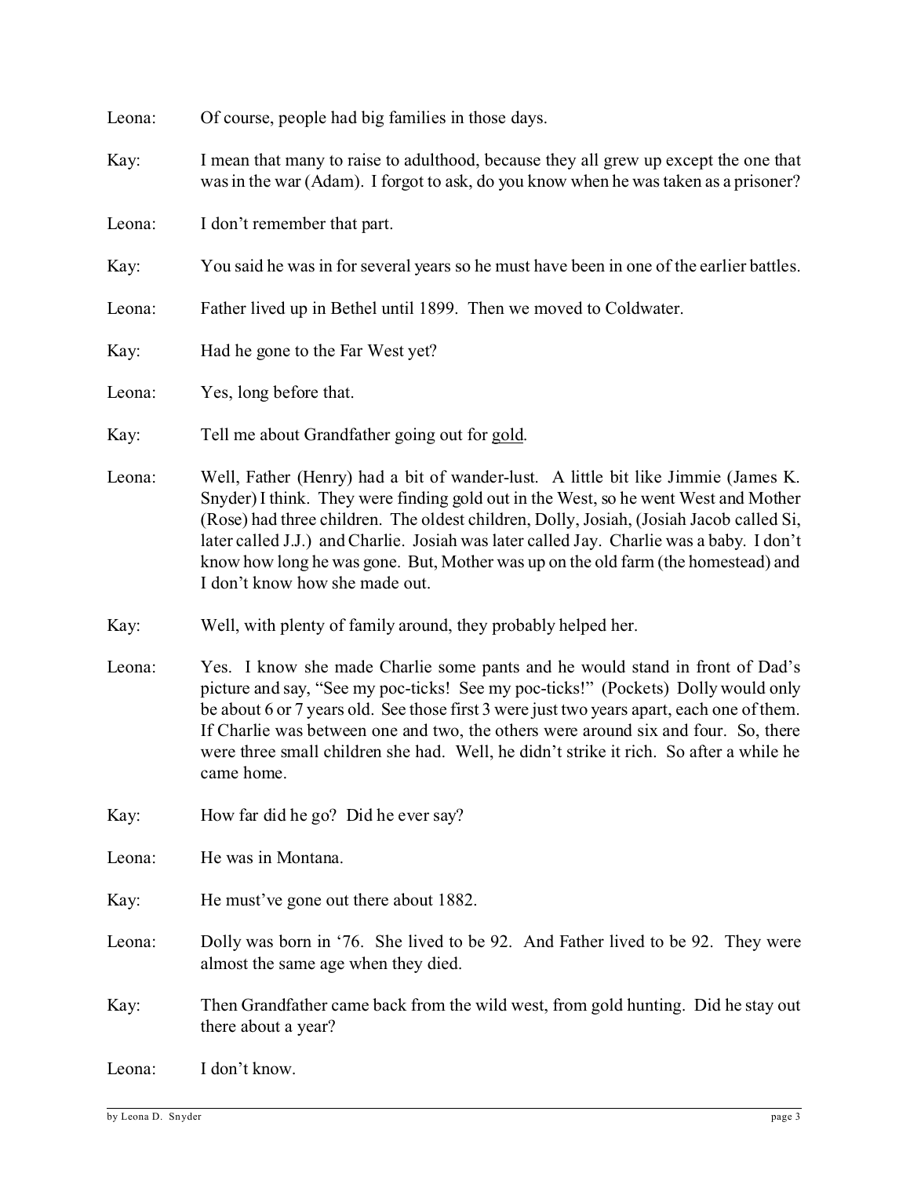Leona: Of course, people had big families in those days.

Kay: I mean that many to raise to adulthood, because they all grew up except the one that was in the war (Adam). I forgot to ask, do you know when he was taken as a prisoner?

Leona: I don't remember that part.

Kay: You said he was in for several years so he must have been in one of the earlier battles.

Leona: Father lived up in Bethel until 1899. Then we moved to Coldwater.

Kay: Had he gone to the Far West yet?

Leona: Yes, long before that.

Kay: Tell me about Grandfather going out for <u>gold</u>.

Leona: Well, Father (Henry) had a bit of wander-lust. A little bit like Jimmie (James K. Snyder) I think. They were finding gold out in the West, so he went West and Mother (Rose) had three children. The oldest children, Dolly, Josiah, (Josiah Jacob called Si, later called J.J.) and Charlie. Josiah was later called Jay. Charlie was a baby. I don't know how long he was gone. But, Mother was up on the old farm (the homestead) and I don't know how she made out.

Kay: Well, with plenty of family around, they probably helped her.

Leona: Yes. I know she made Charlie some pants and he would stand in front of Dad's picture and say, "See my poc-ticks! See my poc-ticks!" (Pockets) Dolly would only be about 6 or 7 years old. See those first 3 were just two years apart, each one of them. If Charlie was between one and two, the others were around six and four. So, there were three small children she had. Well, he didn't strike it rich. So after a while he came home.

Kay: How far did he go? Did he ever say?

Leona: He was in Montana.

Kay: He must've gone out there about 1882.

Leona: Dolly was born in '76. She lived to be 92. And Father lived to be 92. They were almost the same age when they died.

Kay: Then Grandfather came back from the wild west, from gold hunting. Did he stay out there about a year?

Leona: I don't know.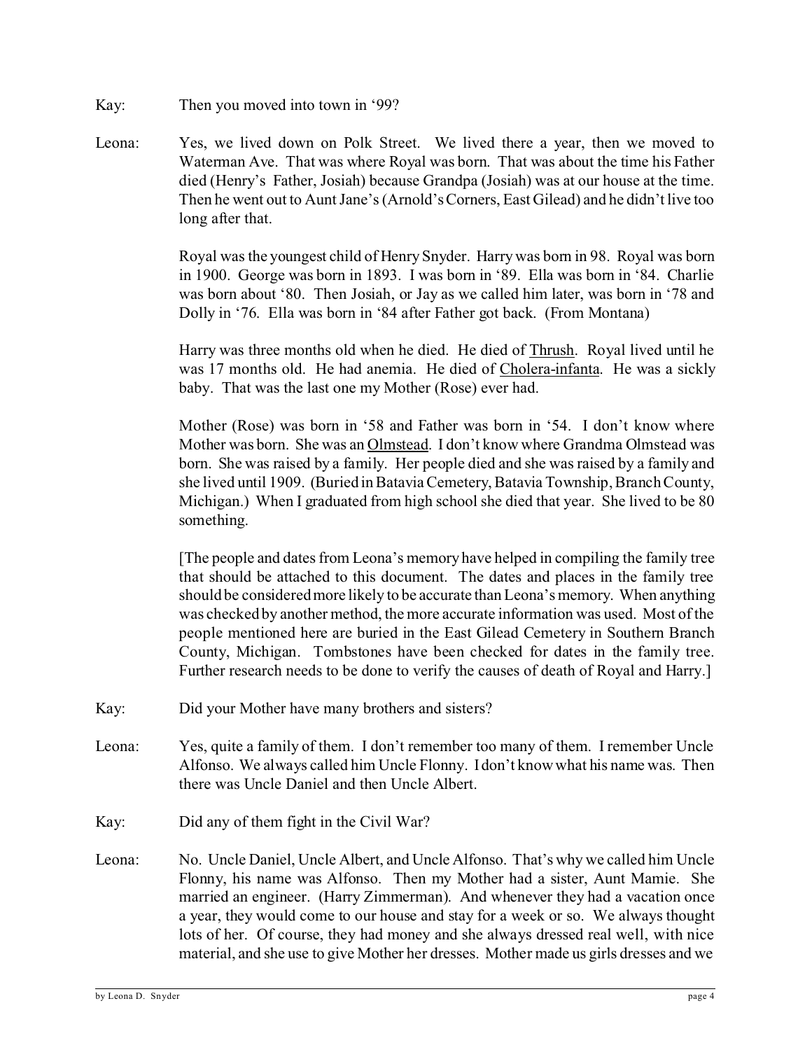Kay: Then you moved into town in '99?

Leona: Yes, we lived down on Polk Street. We lived there a year, then we moved to Waterman Ave. That was where Royal was born. That was about the time his Father died (Henry's Father, Josiah) because Grandpa (Josiah) was at our house at the time. Then he went out to Aunt Jane's (Arnold's Corners, East Gilead) and he didn't live too long after that.

Royal was the youngest child of Henry Snyder. Harry was born in 98. Royal was born in 1900. George was born in 1893. I was born in '89. Ella was born in '84. Charlie was born about '80. Then Josiah, or Jay as we called him later, was born in '78 and Dolly in '76. Ella was born in '84 after Father got back. (From Montana)

Harry was three months old when he died. He died of <u>Thrush</u>. Royal lived until he was 17 months old. He had anemia. He died of <u>Cholera-infanta</u>. He was a sickly baby. That was the last one my Mother (Rose) ever had.

Mother (Rose) was born in '58 and Father was born in '54. I don't know where Mother was born. She was an <u>Olmstead</u>. I don't know where Grandma Olmstead was born. She was raised by a family. Her people died and she was raised by a family and she lived until 1909. (Buried in Batavia Cemetery, Batavia Township, Branch County, Michigan.) When I graduated from high school she died that year. She lived to be 80 something.

[The people and dates from Leona's memory have helped in compiling the family tree that should be attached to this document. The dates and places in the family tree should be considered more likely to be accurate than Leona's memory. When anything was checked by another method, the more accurate information was used. Most of the people mentioned here are buried in the East Gilead Cemetery in Southern Branch County, Michigan. Tombstones have been checked for dates in the family tree. Further research needs to be done to verify the causes of death of Royal and Harry.]

Kay: Did your Mother have many brothers and sisters?

Leona: Yes, quite a family of them. I don't remember too many of them. I remember Uncle Alfonso. We always called him Uncle Flonny. I don't know what his name was. Then there was Uncle Daniel and then Uncle Albert.

Kay: Did any of them fight in the Civil War?

Leona: No. Uncle Daniel, Uncle Albert, and Uncle Alfonso. That's why we called him Uncle Flonny, his name was Alfonso. Then my Mother had a sister, Aunt Mamie. She married an engineer. (Harry Zimmerman). And whenever they had a vacation once a year, they would come to our house and stay for a week or so. We always thought lots of her. Of course, they had money and she always dressed real well, with nice material, and she use to give Mother her dresses. Mother made us girls dresses and we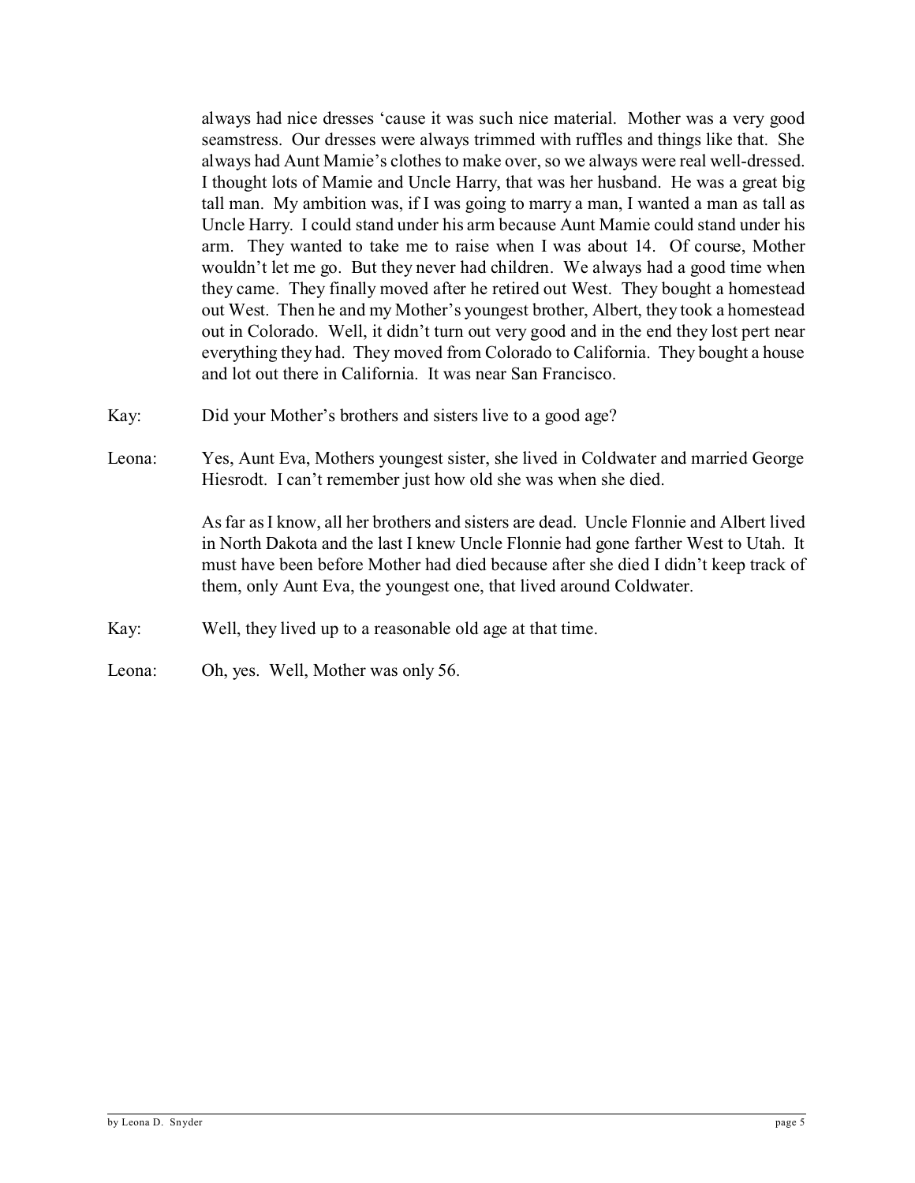always had nice dresses 'cause it was such nice material. Mother was a very good seamstress. Our dresses were always trimmed with ruffles and things like that. She always had Aunt Mamie's clothes to make over, so we always were real well-dressed. I thought lots of Mamie and Uncle Harry, that was her husband. He was a great big tall man. My ambition was, if I was going to marry a man, I wanted a man as tall as Uncle Harry. I could stand under his arm because Aunt Mamie could stand under his arm. They wanted to take me to raise when I was about 14. Of course, Mother wouldn't let me go. But they never had children. We always had a good time when they came. They finally moved after he retired out West. They bought a homestead out West. Then he and my Mother's youngest brother, Albert, they took a homestead out in Colorado. Well, it didn't turn out very good and in the end they lost pert near everything they had. They moved from Colorado to California. They bought a house and lot out there in California. It was near San Francisco.

Kay: Did your Mother's brothers and sisters live to a good age?

Leona: Yes, Aunt Eva, Mothers youngest sister, she lived in Coldwater and married George Hiesrodt. I can't remember just how old she was when she died.

As far as I know, all her brothers and sisters are dead. Uncle Flonnie and Albert lived in North Dakota and the last I knew Uncle Flonnie had gone farther West to Utah. It must have been before Mother had died because after she died I didn't keep track of them, only Aunt Eva, the youngest one, that lived around Coldwater.

Kay: Well, they lived up to a reasonable old age at that time.

Leona: Oh, yes. Well, Mother was only 56.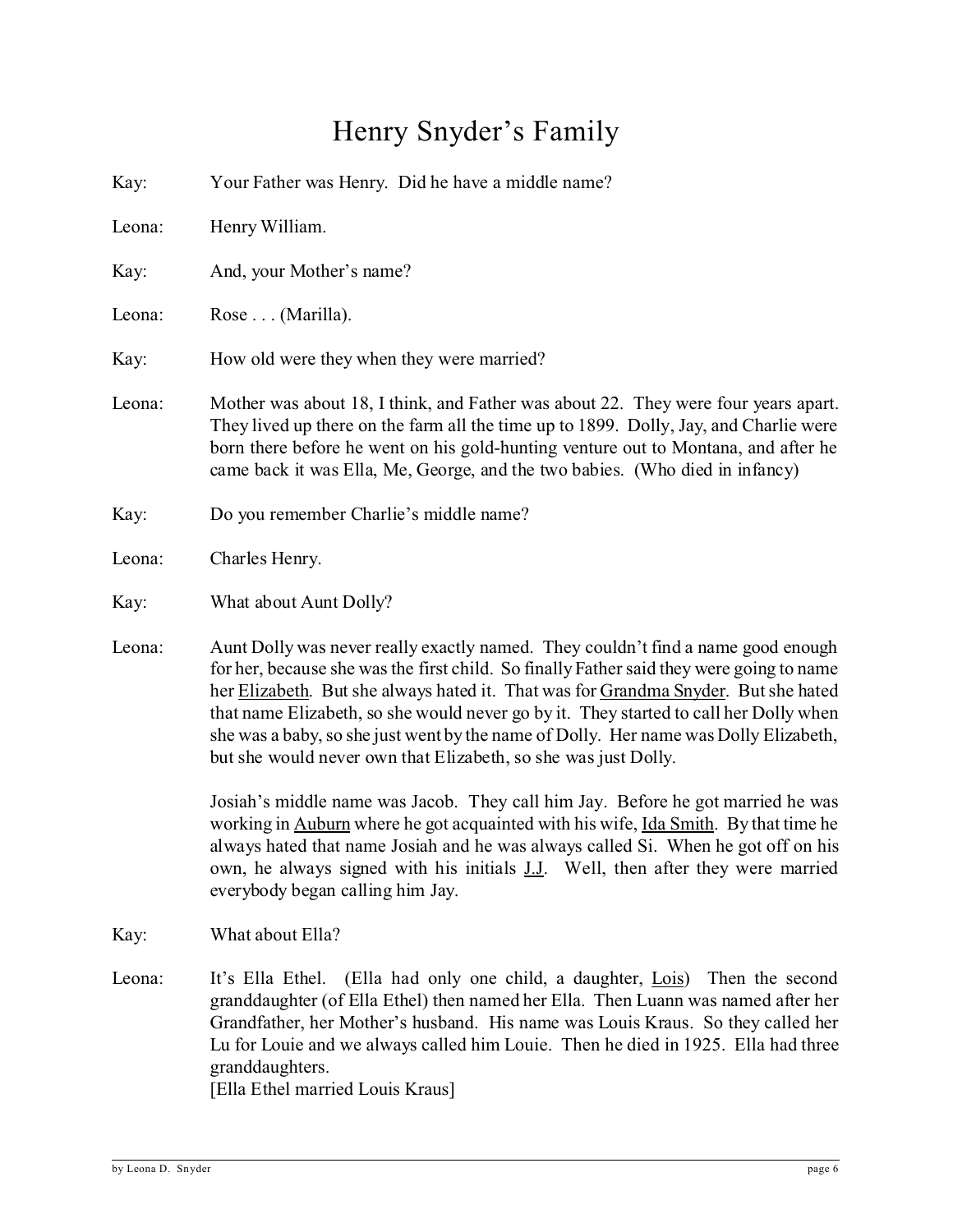# Henry Snyder's Family

Kay: Your Father was Henry. Did he have a middle name?

Leona: Henry William.

Kay: And, your Mother's name?

Leona: Rose . . . (Marilla).

Kay: How old were they when they were married?

Leona: Mother was about 18, I think, and Father was about 22. They were four years apart. They lived up there on the farm all the time up to 1899. Dolly, Jay, and Charlie were born there before he went on his gold-hunting venture out to Montana, and after he came back it was Ella, Me, George, and the two babies. (Who died in infancy)

Kay: Do you remember Charlie's middle name?

Leona: Charles Henry.

Kay: What about Aunt Dolly?

Leona: Aunt Dolly was never really exactly named. They couldn't find a name good enough for her, because she was the first child. So finally Father said they were going to name her Elizabeth. But she always hated it. That was for Grandma Snyder. But she hated that name Elizabeth, so she would never go by it. They started to call her Dolly when she was a baby, so she just went by the name of Dolly. Her name was Dolly Elizabeth, but she would never own that Elizabeth, so she was just Dolly.

Josiah's middle name was Jacob. They call him Jay. Before he got married he was working in Auburn where he got acquainted with his wife, Ida Smith. By that time he always hated that name Josiah and he was always called Si. When he got off on his own, he always signed with his initials J.J. Well, then after they were married everybody began calling him Jay.

Kay: What about Ella?

Leona: It's Ella Ethel. (Ella had only one child, a daughter, Lois) Then the second granddaughter (of Ella Ethel) then named her Ella. Then Luann was named after her Grandfather, her Mother's husband. His name was Louis Kraus. So they called her Lu for Louie and we always called him Louie. Then he died in 1925. Ella had three granddaughters.
[Ella Ethel married Louis Kraus]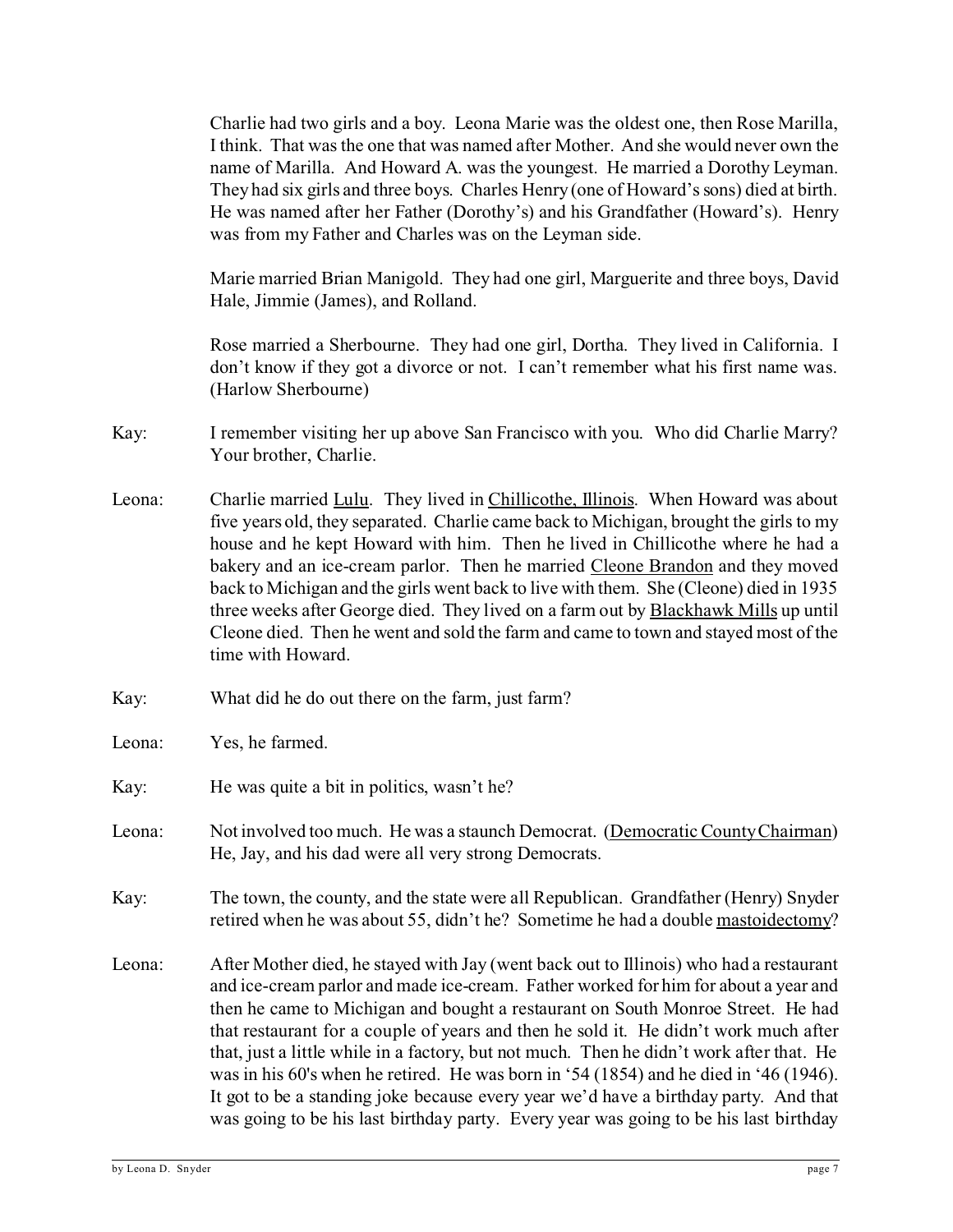Charlie had two girls and a boy. Leona Marie was the oldest one, then Rose Marilla, I think. That was the one that was named after Mother. And she would never own the name of Marilla. And Howard A. was the youngest. He married a Dorothy Leyman. They had six girls and three boys. Charles Henry (one of Howard's sons) died at birth. He was named after her Father (Dorothy's) and his Grandfather (Howard's). Henry was from my Father and Charles was on the Leyman side.

Marie married Brian Manigold. They had one girl, Marguerite and three boys, David Hale, Jimmie (James), and Rolland.

Rose married a Sherbourne. They had one girl, Dortha. They lived in California. I don't know if they got a divorce or not. I can't remember what his first name was. (Harlow Sherbourne)

Kay: I remember visiting her up above San Francisco with you. Who did Charlie Marry? Your brother, Charlie.

Leona: Charlie married Lulu. They lived in Chillicothe, Illinois. When Howard was about five years old, they separated. Charlie came back to Michigan, brought the girls to my house and he kept Howard with him. Then he lived in Chillicothe where he had a bakery and an ice-cream parlor. Then he married Cleone Brandon and they moved back to Michigan and the girls went back to live with them. She (Cleone) died in 1935 three weeks after George died. They lived on a farm out by Blackhawk Mills up until Cleone died. Then he went and sold the farm and came to town and stayed most of the time with Howard.

Kay: What did he do out there on the farm, just farm?

Leona: Yes, he farmed.

Kay: He was quite a bit in politics, wasn't he?

Leona: Not involved too much. He was a staunch Democrat. (Democratic County Chairman) He, Jay, and his dad were all very strong Democrats.

Kay: The town, the county, and the state were all Republican. Grandfather (Henry) Snyder retired when he was about 55, didn't he? Sometime he had a double mastoidectomy?

Leona: After Mother died, he stayed with Jay (went back out to Illinois) who had a restaurant and ice-cream parlor and made ice-cream. Father worked for him for about a year and then he came to Michigan and bought a restaurant on South Monroe Street. He had that restaurant for a couple of years and then he sold it. He didn't work much after that, just a little while in a factory, but not much. Then he didn't work after that. He was in his 60's when he retired. He was born in '54 (1854) and he died in '46 (1946). It got to be a standing joke because every year we'd have a birthday party. And that was going to be his last birthday party. Every year was going to be his last birthday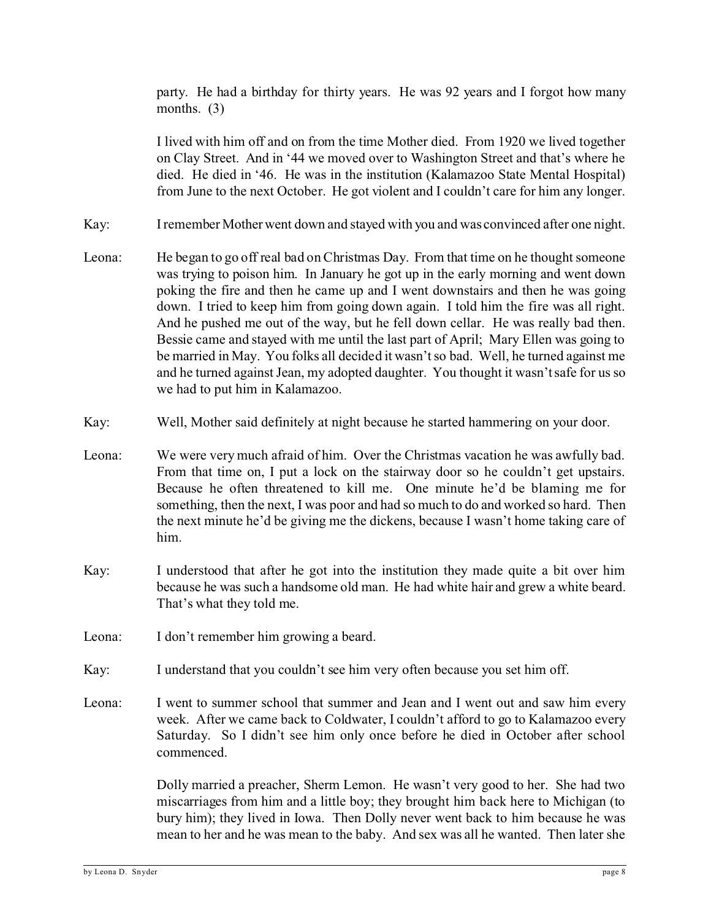party. He had a birthday for thirty years. He was 92 years and I forgot how many months. (3)

I lived with him off and on from the time Mother died. From 1920 we lived together on Clay Street. And in '44 we moved over to Washington Street and that's where he died. He died in '46. He was in the institution (Kalamazoo State Mental Hospital) from June to the next October. He got violent and I couldn't care for him any longer.

Kay: I remember Mother went down and stayed with you and was convinced after one night.

Leona: He began to go off real bad on Christmas Day. From that time on he thought someone was trying to poison him. In January he got up in the early morning and went down poking the fire and then he came up and I went downstairs and then he was going down. I tried to keep him from going down again. I told him the fire was all right. And he pushed me out of the way, but he fell down cellar. He was really bad then. Bessie came and stayed with me until the last part of April; Mary Ellen was going to be married in May. You folks all decided it wasn't so bad. Well, he turned against me and he turned against Jean, my adopted daughter. You thought it wasn't safe for us so we had to put him in Kalamazoo.

Kay: Well, Mother said definitely at night because he started hammering on your door.

Leona: We were very much afraid of him. Over the Christmas vacation he was awfully bad. From that time on, I put a lock on the stairway door so he couldn't get upstairs. Because he often threatened to kill me. One minute he'd be blaming me for something, then the next, I was poor and had so much to do and worked so hard. Then the next minute he'd be giving me the dickens, because I wasn't home taking care of him.

Kay: I understood that after he got into the institution they made quite a bit over him because he was such a handsome old man. He had white hair and grew a white beard. That's what they told me.

Leona: I don't remember him growing a beard.

Kay: I understand that you couldn't see him very often because you set him off.

Leona: I went to summer school that summer and Jean and I went out and saw him every week. After we came back to Coldwater, I couldn't afford to go to Kalamazoo every Saturday. So I didn't see him only once before he died in October after school commenced.

Dolly married a preacher, Sherm Lemon. He wasn't very good to her. She had two miscarriages from him and a little boy; they brought him back here to Michigan (to bury him); they lived in Iowa. Then Dolly never went back to him because he was mean to her and he was mean to the baby. And sex was all he wanted. Then later she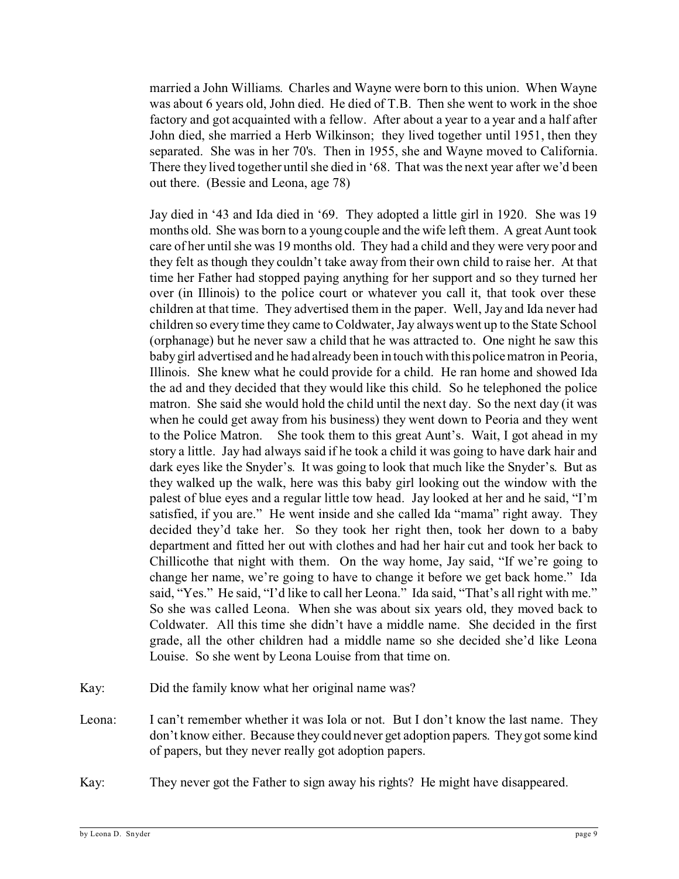married a John Williams. Charles and Wayne were born to this union. When Wayne was about 6 years old, John died. He died of T.B. Then she went to work in the shoe factory and got acquainted with a fellow. After about a year to a year and a half after John died, she married a Herb Wilkinson; they lived together until 1951, then they separated. She was in her 70's. Then in 1955, she and Wayne moved to California. There they lived together until she died in '68. That was the next year after we'd been out there. (Bessie and Leona, age 78)

Jay died in '43 and Ida died in '69. They adopted a little girl in 1920. She was 19 months old. She was born to a young couple and the wife left them. A great Aunt took care of her until she was 19 months old. They had a child and they were very poor and they felt as though they couldn't take away from their own child to raise her. At that time her Father had stopped paying anything for her support and so they turned her over (in Illinois) to the police court or whatever you call it, that took over these children at that time. They advertised them in the paper. Well, Jay and Ida never had children so every time they came to Coldwater, Jay always went up to the State School (orphanage) but he never saw a child that he was attracted to. One night he saw this baby girl advertised and he had already been in touch with this police matron in Peoria, Illinois. She knew what he could provide for a child. He ran home and showed Ida the ad and they decided that they would like this child. So he telephoned the police matron. She said she would hold the child until the next day. So the next day (it was when he could get away from his business) they went down to Peoria and they went to the Police Matron. She took them to this great Aunt's. Wait, I got ahead in my story a little. Jay had always said if he took a child it was going to have dark hair and dark eyes like the Snyder's. It was going to look that much like the Snyder's. But as they walked up the walk, here was this baby girl looking out the window with the palest of blue eyes and a regular little tow head. Jay looked at her and he said, "I'm satisfied, if you are." He went inside and she called Ida "mama" right away. They decided they'd take her. So they took her right then, took her down to a baby department and fitted her out with clothes and had her hair cut and took her back to Chillicothe that night with them. On the way home, Jay said, "If we're going to change her name, we're going to have to change it before we get back home." Ida said, "Yes." He said, "I'd like to call her Leona." Ida said, "That's all right with me." So she was called Leona. When she was about six years old, they moved back to Coldwater. All this time she didn't have a middle name. She decided in the first grade, all the other children had a middle name so she decided she'd like Leona Louise. So she went by Leona Louise from that time on.

Kay: Did the family know what her original name was?

Leona: I can't remember whether it was Iola or not. But I don't know the last name. They don't know either. Because they could never get adoption papers. They got some kind of papers, but they never really got adoption papers.

Kay: They never got the Father to sign away his rights? He might have disappeared.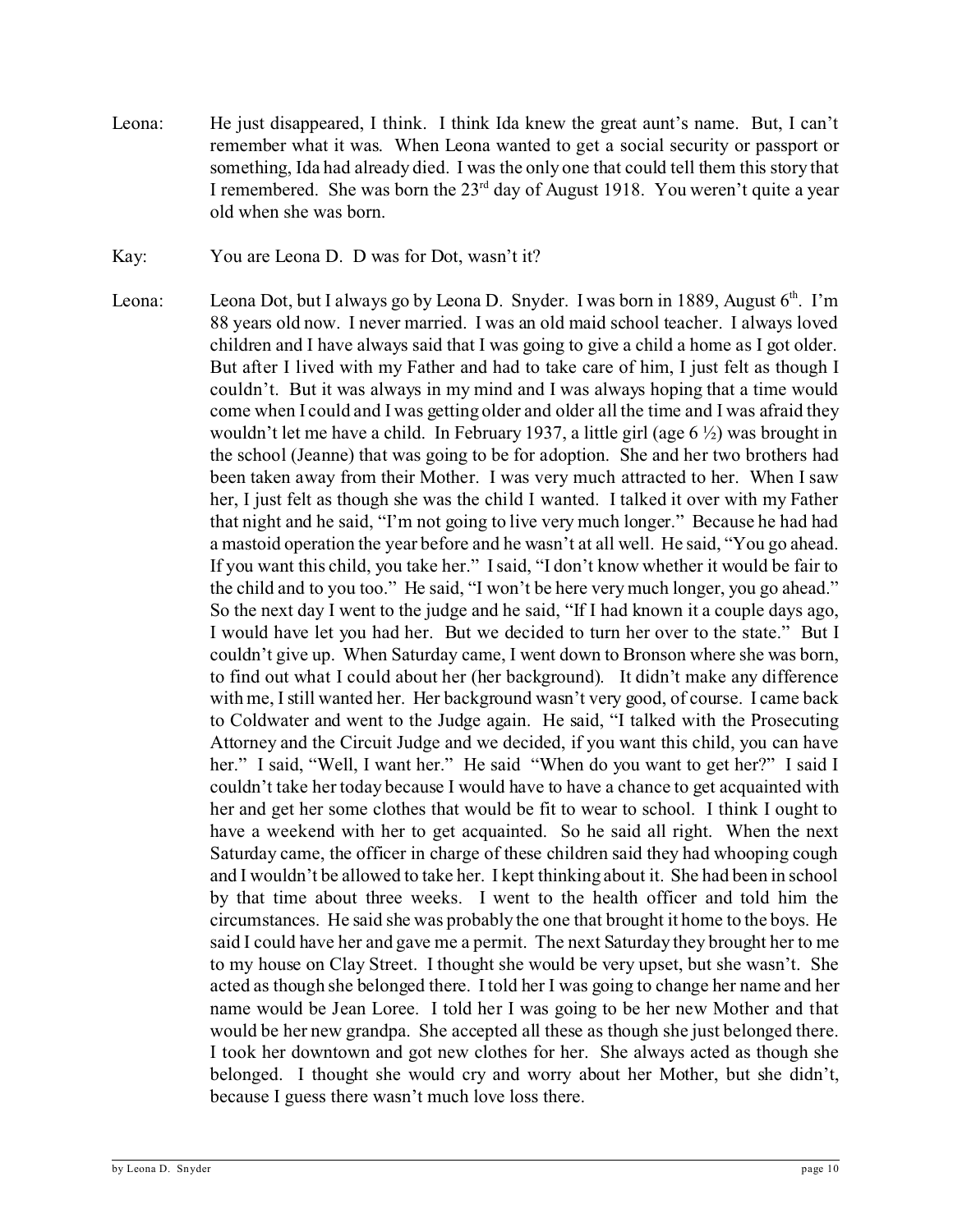Leona: He just disappeared, I think. I think Ida knew the great aunt's name. But, I can't remember what it was. When Leona wanted to get a social security or passport or something, Ida had already died. I was the only one that could tell them this story that I remembered. She was born the 23rd day of August 1918. You weren't quite a year old when she was born.

Kay: You are Leona D. D was for Dot, wasn't it?

Leona: Leona Dot, but I always go by Leona D. Snyder. I was born in 1889, August 6th. I'm 88 years old now. I never married. I was an old maid school teacher. I always loved children and I have always said that I was going to give a child a home as I got older. But after I lived with my Father and had to take care of him, I just felt as though I couldn't. But it was always in my mind and I was always hoping that a time would come when I could and I was getting older and older all the time and I was afraid they wouldn't let me have a child. In February 1937, a little girl (age 6 ½) was brought in the school (Jeanne) that was going to be for adoption. She and her two brothers had been taken away from their Mother. I was very much attracted to her. When I saw her, I just felt as though she was the child I wanted. I talked it over with my Father that night and he said, "I'm not going to live very much longer." Because he had had a mastoid operation the year before and he wasn't at all well. He said, "You go ahead. If you want this child, you take her." I said, "I don't know whether it would be fair to the child and to you too." He said, "I won't be here very much longer, you go ahead." So the next day I went to the judge and he said, "If I had known it a couple days ago, I would have let you had her. But we decided to turn her over to the state." But I couldn't give up. When Saturday came, I went down to Bronson where she was born, to find out what I could about her (her background). It didn't make any difference with me, I still wanted her. Her background wasn't very good, of course. I came back to Coldwater and went to the Judge again. He said, "I talked with the Prosecuting Attorney and the Circuit Judge and we decided, if you want this child, you can have her." I said, "Well, I want her." He said "When do you want to get her?" I said I couldn't take her today because I would have to have a chance to get acquainted with her and get her some clothes that would be fit to wear to school. I think I ought to have a weekend with her to get acquainted. So he said all right. When the next Saturday came, the officer in charge of these children said they had whooping cough and I wouldn't be allowed to take her. I kept thinking about it. She had been in school by that time about three weeks. I went to the health officer and told him the circumstances. He said she was probably the one that brought it home to the boys. He said I could have her and gave me a permit. The next Saturday they brought her to me to my house on Clay Street. I thought she would be very upset, but she wasn't. She acted as though she belonged there. I told her I was going to change her name and her name would be Jean Loree. I told her I was going to be her new Mother and that would be her new grandpa. She accepted all these as though she just belonged there. I took her downtown and got new clothes for her. She always acted as though she belonged. I thought she would cry and worry about her Mother, but she didn't, because I guess there wasn't much love loss there.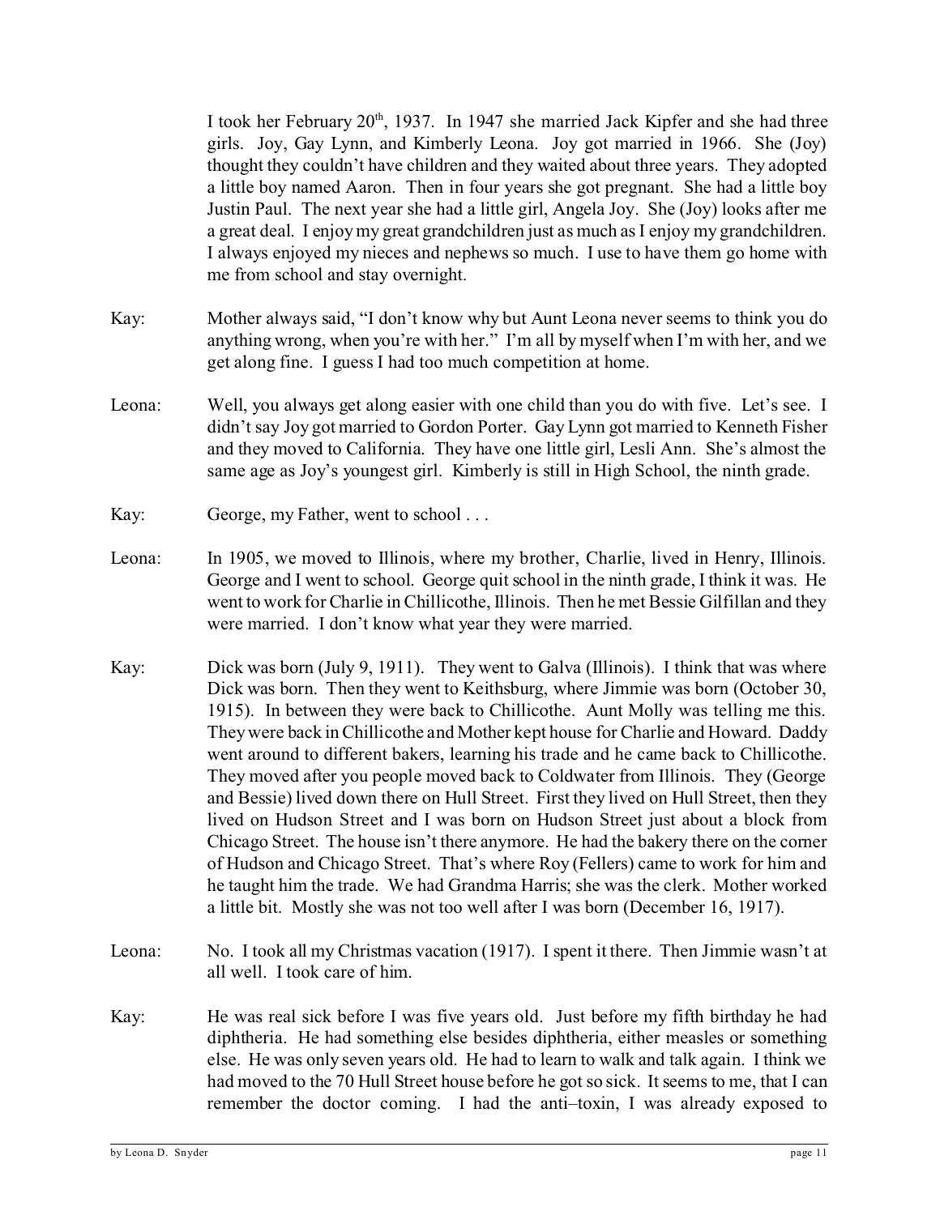I took her February 20th, 1937. In 1947 she married Jack Kipfer and she had three girls. Joy, Gay Lynn, and Kimberly Leona. Joy got married in 1966. She (Joy) thought they couldn't have children and they waited about three years. They adopted a little boy named Aaron. Then in four years she got pregnant. She had a little boy Justin Paul. The next year she had a little girl, Angela Joy. She (Joy) looks after me a great deal. I enjoy my great grandchildren just as much as I enjoy my grandchildren. I always enjoyed my nieces and nephews so much. I use to have them go home with me from school and stay overnight.

Kay: Mother always said, "I don't know why but Aunt Leona never seems to think you do anything wrong, when you're with her." I'm all by myself when I'm with her, and we get along fine. I guess I had too much competition at home.

Leona: Well, you always get along easier with one child than you do with five. Let's see. I didn't say Joy got married to Gordon Porter. Gay Lynn got married to Kenneth Fisher and they moved to California. They have one little girl, Lesli Ann. She's almost the same age as Joy's youngest girl. Kimberly is still in High School, the ninth grade.

Kay: George, my Father, went to school . . .

Leona: In 1905, we moved to Illinois, where my brother, Charlie, lived in Henry, Illinois. George and I went to school. George quit school in the ninth grade, I think it was. He went to work for Charlie in Chillicothe, Illinois. Then he met Bessie Gilfillan and they were married. I don't know what year they were married.

Kay: Dick was born (July 9, 1911). They went to Galva (Illinois). I think that was where Dick was born. Then they went to Keithsburg, where Jimmie was born (October 30, 1915). In between they were back to Chillicothe. Aunt Molly was telling me this. They were back in Chillicothe and Mother kept house for Charlie and Howard. Daddy went around to different bakers, learning his trade and he came back to Chillicothe. They moved after you people moved back to Coldwater from Illinois. They (George and Bessie) lived down there on Hull Street. First they lived on Hull Street, then they lived on Hudson Street and I was born on Hudson Street just about a block from Chicago Street. The house isn't there anymore. He had the bakery there on the corner of Hudson and Chicago Street. That's where Roy (Fellers) came to work for him and he taught him the trade. We had Grandma Harris; she was the clerk. Mother worked a little bit. Mostly she was not too well after I was born (December 16, 1917).

Leona: No. I took all my Christmas vacation (1917). I spent it there. Then Jimmie wasn't at all well. I took care of him.

Kay: He was real sick before I was five years old. Just before my fifth birthday he had diphtheria. He had something else besides diphtheria, either measles or something else. He was only seven years old. He had to learn to walk and talk again. I think we had moved to the 70 Hull Street house before he got so sick. It seems to me, that I can remember the doctor coming. I had the anti–toxin, I was already exposed to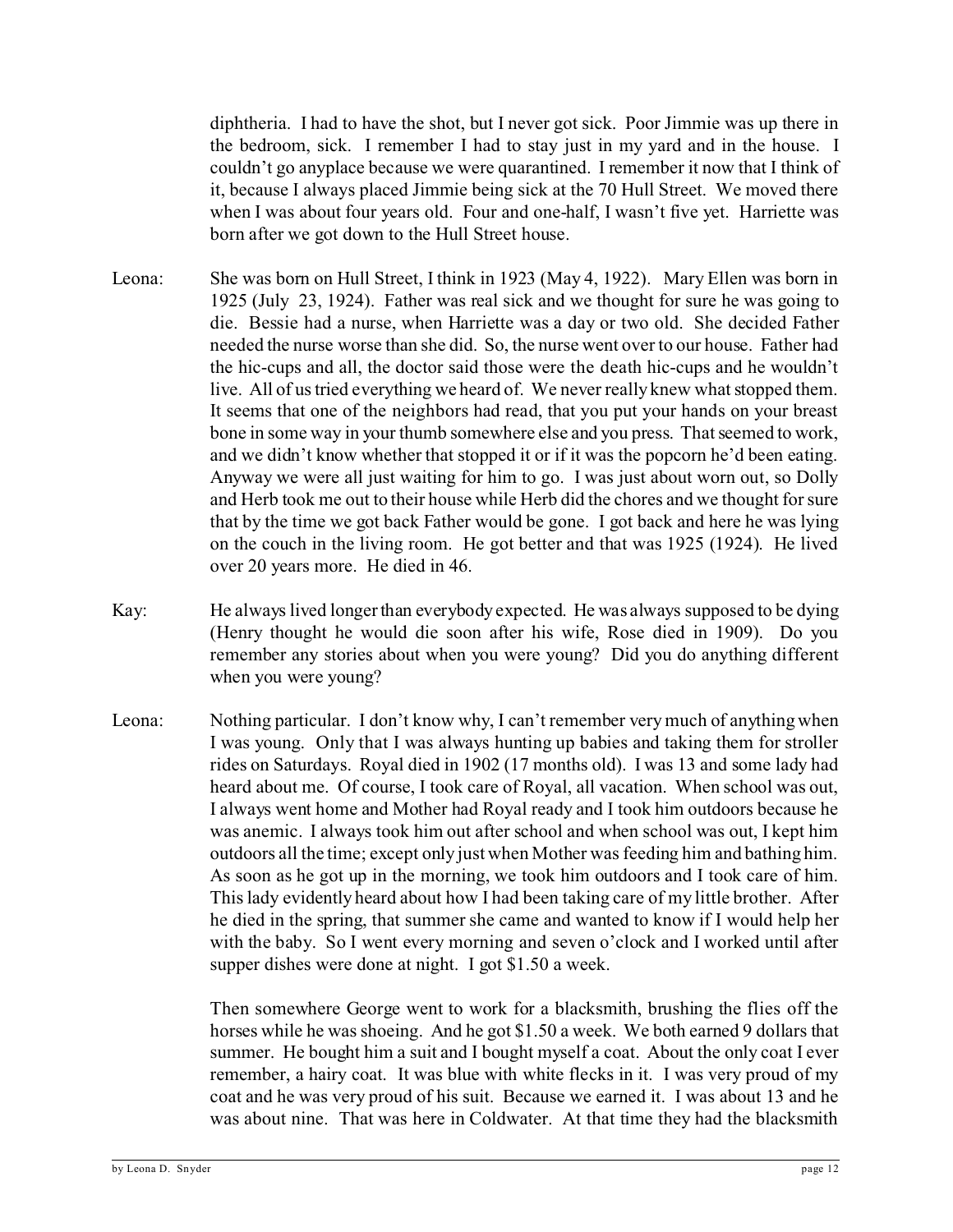diphtheria. I had to have the shot, but I never got sick. Poor Jimmie was up there in the bedroom, sick. I remember I had to stay just in my yard and in the house. I couldn't go anyplace because we were quarantined. I remember it now that I think of it, because I always placed Jimmie being sick at the 70 Hull Street. We moved there when I was about four years old. Four and one-half, I wasn't five yet. Harriette was born after we got down to the Hull Street house.

Leona: She was born on Hull Street, I think in 1923 (May 4, 1922). Mary Ellen was born in 1925 (July 23, 1924). Father was real sick and we thought for sure he was going to die. Bessie had a nurse, when Harriette was a day or two old. She decided Father needed the nurse worse than she did. So, the nurse went over to our house. Father had the hic-cups and all, the doctor said those were the death hic-cups and he wouldn't live. All of us tried everything we heard of. We never really knew what stopped them. It seems that one of the neighbors had read, that you put your hands on your breast bone in some way in your thumb somewhere else and you press. That seemed to work, and we didn't know whether that stopped it or if it was the popcorn he'd been eating. Anyway we were all just waiting for him to go. I was just about worn out, so Dolly and Herb took me out to their house while Herb did the chores and we thought for sure that by the time we got back Father would be gone. I got back and here he was lying on the couch in the living room. He got better and that was 1925 (1924). He lived over 20 years more. He died in 46.

Kay: He always lived longer than everybody expected. He was always supposed to be dying (Henry thought he would die soon after his wife, Rose died in 1909). Do you remember any stories about when you were young? Did you do anything different when you were young?

Leona: Nothing particular. I don't know why, I can't remember very much of anything when I was young. Only that I was always hunting up babies and taking them for stroller rides on Saturdays. Royal died in 1902 (17 months old). I was 13 and some lady had heard about me. Of course, I took care of Royal, all vacation. When school was out, I always went home and Mother had Royal ready and I took him outdoors because he was anemic. I always took him out after school and when school was out, I kept him outdoors all the time; except only just when Mother was feeding him and bathing him. As soon as he got up in the morning, we took him outdoors and I took care of him. This lady evidently heard about how I had been taking care of my little brother. After he died in the spring, that summer she came and wanted to know if I would help her with the baby. So I went every morning and seven o'clock and I worked until after supper dishes were done at night. I got $1.50 a week.

Then somewhere George went to work for a blacksmith, brushing the flies off the horses while he was shoeing. And he got $1.50 a week. We both earned 9 dollars that summer. He bought him a suit and I bought myself a coat. About the only coat I ever remember, a hairy coat. It was blue with white flecks in it. I was very proud of my coat and he was very proud of his suit. Because we earned it. I was about 13 and he was about nine. That was here in Coldwater. At that time they had the blacksmith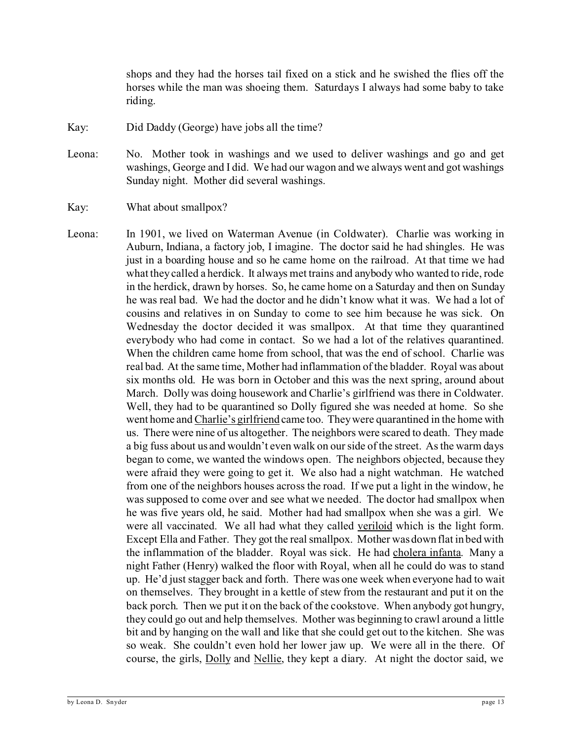shops and they had the horses tail fixed on a stick and he swished the flies off the horses while the man was shoeing them. Saturdays I always had some baby to take riding.

Kay: Did Daddy (George) have jobs all the time?

Leona: No. Mother took in washings and we used to deliver washings and go and get washings, George and I did. We had our wagon and we always went and got washings Sunday night. Mother did several washings.

Kay: What about smallpox?

Leona: In 1901, we lived on Waterman Avenue (in Coldwater). Charlie was working in Auburn, Indiana, a factory job, I imagine. The doctor said he had shingles. He was just in a boarding house and so he came home on the railroad. At that time we had what they called a herdick. It always met trains and anybody who wanted to ride, rode in the herdick, drawn by horses. So, he came home on a Saturday and then on Sunday he was real bad. We had the doctor and he didn't know what it was. We had a lot of cousins and relatives in on Sunday to come to see him because he was sick. On Wednesday the doctor decided it was smallpox. At that time they quarantined everybody who had come in contact. So we had a lot of the relatives quarantined. When the children came home from school, that was the end of school. Charlie was real bad. At the same time, Mother had inflammation of the bladder. Royal was about six months old. He was born in October and this was the next spring, around about March. Dolly was doing housework and Charlie's girlfriend was there in Coldwater. Well, they had to be quarantined so Dolly figured she was needed at home. So she went home and Charlie's girlfriend came too. They were quarantined in the home with us. There were nine of us altogether. The neighbors were scared to death. They made a big fuss about us and wouldn't even walk on our side of the street. As the warm days began to come, we wanted the windows open. The neighbors objected, because they were afraid they were going to get it. We also had a night watchman. He watched from one of the neighbors houses across the road. If we put a light in the window, he was supposed to come over and see what we needed. The doctor had smallpox when he was five years old, he said. Mother had had smallpox when she was a girl. We were all vaccinated. We all had what they called veriloid which is the light form. Except Ella and Father. They got the real smallpox. Mother was down flat in bed with the inflammation of the bladder. Royal was sick. He had cholera infanta. Many a night Father (Henry) walked the floor with Royal, when all he could do was to stand up. He'd just stagger back and forth. There was one week when everyone had to wait on themselves. They brought in a kettle of stew from the restaurant and put it on the back porch. Then we put it on the back of the cookstove. When anybody got hungry, they could go out and help themselves. Mother was beginning to crawl around a little bit and by hanging on the wall and like that she could get out to the kitchen. She was so weak. She couldn't even hold her lower jaw up. We were all in the there. Of course, the girls, Dolly and Nellie, they kept a diary. At night the doctor said, we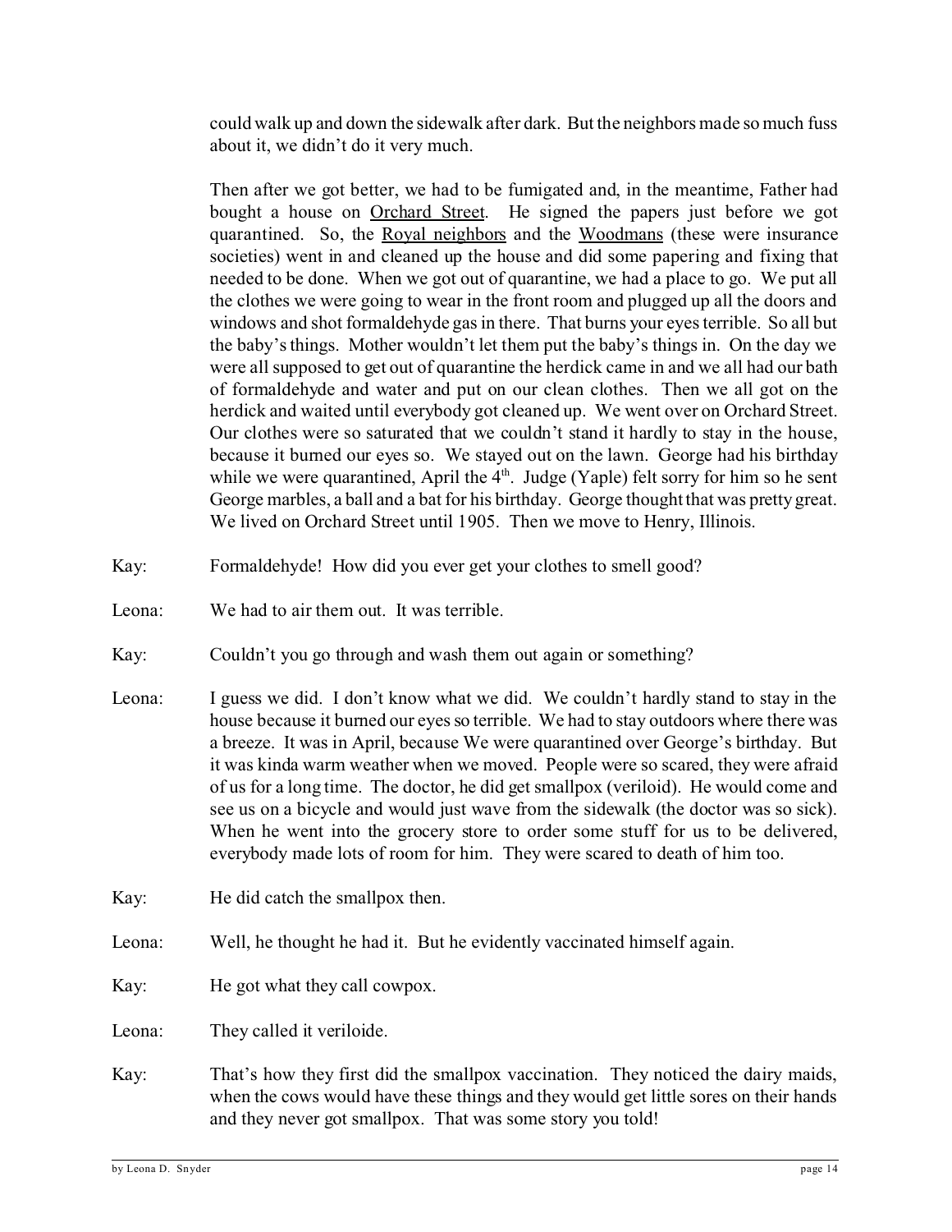could walk up and down the sidewalk after dark. But the neighbors made so much fuss about it, we didn't do it very much.

Then after we got better, we had to be fumigated and, in the meantime, Father had bought a house on Orchard Street. He signed the papers just before we got quarantined. So, the Royal neighbors and the Woodmans (these were insurance societies) went in and cleaned up the house and did some papering and fixing that needed to be done. When we got out of quarantine, we had a place to go. We put all the clothes we were going to wear in the front room and plugged up all the doors and windows and shot formaldehyde gas in there. That burns your eyes terrible. So all but the baby's things. Mother wouldn't let them put the baby's things in. On the day we were all supposed to get out of quarantine the herdick came in and we all had our bath of formaldehyde and water and put on our clean clothes. Then we all got on the herdick and waited until everybody got cleaned up. We went over on Orchard Street. Our clothes were so saturated that we couldn't stand it hardly to stay in the house, because it burned our eyes so. We stayed out on the lawn. George had his birthday while we were quarantined, April the 4th. Judge (Yaple) felt sorry for him so he sent George marbles, a ball and a bat for his birthday. George thought that was pretty great. We lived on Orchard Street until 1905. Then we move to Henry, Illinois.

Kay: Formaldehyde! How did you ever get your clothes to smell good?

Leona: We had to air them out. It was terrible.

Kay: Couldn't you go through and wash them out again or something?

Leona: I guess we did. I don't know what we did. We couldn't hardly stand to stay in the house because it burned our eyes so terrible. We had to stay outdoors where there was a breeze. It was in April, because We were quarantined over George's birthday. But it was kinda warm weather when we moved. People were so scared, they were afraid of us for a long time. The doctor, he did get smallpox (veriloid). He would come and see us on a bicycle and would just wave from the sidewalk (the doctor was so sick). When he went into the grocery store to order some stuff for us to be delivered, everybody made lots of room for him. They were scared to death of him too.

Kay: He did catch the smallpox then.

Leona: Well, he thought he had it. But he evidently vaccinated himself again.

Kay: He got what they call cowpox.

Leona: They called it veriloide.

Kay: That's how they first did the smallpox vaccination. They noticed the dairy maids, when the cows would have these things and they would get little sores on their hands and they never got smallpox. That was some story you told!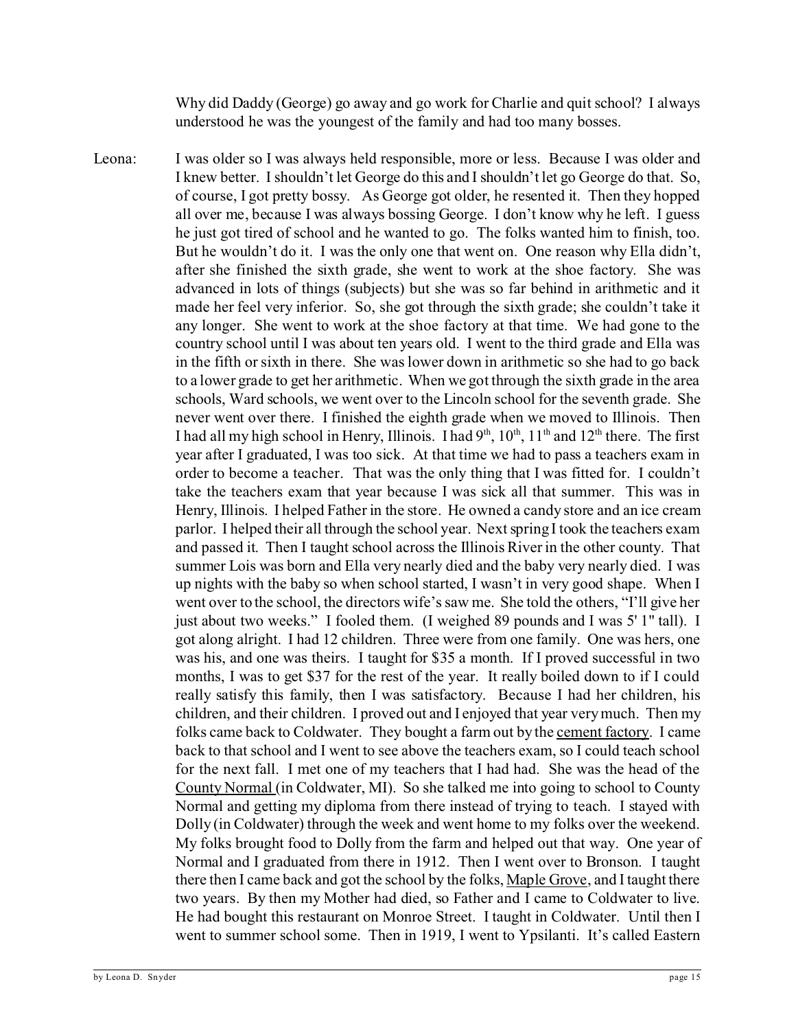Why did Daddy (George) go away and go work for Charlie and quit school? I always understood he was the youngest of the family and had too many bosses.

Leona: I was older so I was always held responsible, more or less. Because I was older and I knew better. I shouldn't let George do this and I shouldn't let go George do that. So, of course, I got pretty bossy. As George got older, he resented it. Then they hopped all over me, because I was always bossing George. I don't know why he left. I guess he just got tired of school and he wanted to go. The folks wanted him to finish, too. But he wouldn't do it. I was the only one that went on. One reason why Ella didn't, after she finished the sixth grade, she went to work at the shoe factory. She was advanced in lots of things (subjects) but she was so far behind in arithmetic and it made her feel very inferior. So, she got through the sixth grade; she couldn't take it any longer. She went to work at the shoe factory at that time. We had gone to the country school until I was about ten years old. I went to the third grade and Ella was in the fifth or sixth in there. She was lower down in arithmetic so she had to go back to a lower grade to get her arithmetic. When we got through the sixth grade in the area schools, Ward schools, we went over to the Lincoln school for the seventh grade. She never went over there. I finished the eighth grade when we moved to Illinois. Then I had all my high school in Henry, Illinois. I had 9th, 10th, 11th and 12th there. The first year after I graduated, I was too sick. At that time we had to pass a teachers exam in order to become a teacher. That was the only thing that I was fitted for. I couldn't take the teachers exam that year because I was sick all that summer. This was in Henry, Illinois. I helped Father in the store. He owned a candy store and an ice cream parlor. I helped their all through the school year. Next spring I took the teachers exam and passed it. Then I taught school across the Illinois River in the other county. That summer Lois was born and Ella very nearly died and the baby very nearly died. I was up nights with the baby so when school started, I wasn't in very good shape. When I went over to the school, the directors wife's saw me. She told the others, "I'll give her just about two weeks." I fooled them. (I weighed 89 pounds and I was 5' 1" tall). I got along alright. I had 12 children. Three were from one family. One was hers, one was his, and one was theirs. I taught for $35 a month. If I proved successful in two months, I was to get $37 for the rest of the year. It really boiled down to if I could really satisfy this family, then I was satisfactory. Because I had her children, his children, and their children. I proved out and I enjoyed that year very much. Then my folks came back to Coldwater. They bought a farm out by the <u>cement factory</u>. I came back to that school and I went to see above the teachers exam, so I could teach school for the next fall. I met one of my teachers that I had had. She was the head of the <u>County Normal</u> (in Coldwater, MI). So she talked me into going to school to County Normal and getting my diploma from there instead of trying to teach. I stayed with Dolly (in Coldwater) through the week and went home to my folks over the weekend. My folks brought food to Dolly from the farm and helped out that way. One year of Normal and I graduated from there in 1912. Then I went over to Bronson. I taught there then I came back and got the school by the folks, <u>Maple Grove</u>, and I taught there two years. By then my Mother had died, so Father and I came to Coldwater to live. He had bought this restaurant on Monroe Street. I taught in Coldwater. Until then I went to summer school some. Then in 1919, I went to Ypsilanti. It's called Eastern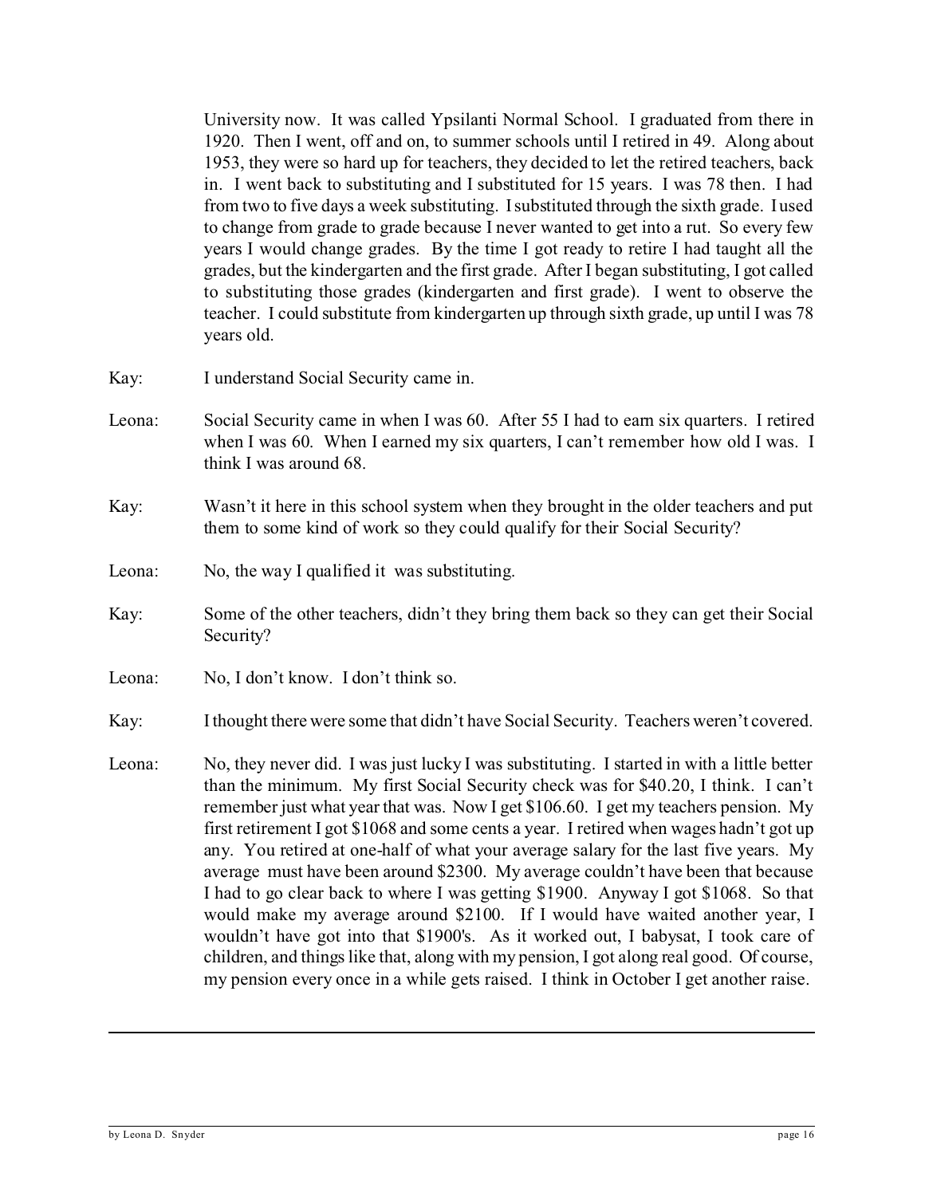University now. It was called Ypsilanti Normal School. I graduated from there in 1920. Then I went, off and on, to summer schools until I retired in 49. Along about 1953, they were so hard up for teachers, they decided to let the retired teachers, back in. I went back to substituting and I substituted for 15 years. I was 78 then. I had from two to five days a week substituting. I substituted through the sixth grade. I used to change from grade to grade because I never wanted to get into a rut. So every few years I would change grades. By the time I got ready to retire I had taught all the grades, but the kindergarten and the first grade. After I began substituting, I got called to substituting those grades (kindergarten and first grade). I went to observe the teacher. I could substitute from kindergarten up through sixth grade, up until I was 78 years old.

Kay: I understand Social Security came in.

Leona: Social Security came in when I was 60. After 55 I had to earn six quarters. I retired when I was 60. When I earned my six quarters, I can't remember how old I was. I think I was around 68.

Kay: Wasn't it here in this school system when they brought in the older teachers and put them to some kind of work so they could qualify for their Social Security?

Leona: No, the way I qualified it was substituting.

Kay: Some of the other teachers, didn't they bring them back so they can get their Social Security?

Leona: No, I don't know. I don't think so.

Kay: I thought there were some that didn't have Social Security. Teachers weren't covered.

Leona: No, they never did. I was just lucky I was substituting. I started in with a little better than the minimum. My first Social Security check was for $40.20, I think. I can't remember just what year that was. Now I get $106.60. I get my teachers pension. My first retirement I got $1068 and some cents a year. I retired when wages hadn't got up any. You retired at one-half of what your average salary for the last five years. My average must have been around $2300. My average couldn't have been that because I had to go clear back to where I was getting $1900. Anyway I got $1068. So that would make my average around $2100. If I would have waited another year, I wouldn't have got into that $1900's. As it worked out, I babysat, I took care of children, and things like that, along with my pension, I got along real good. Of course, my pension every once in a while gets raised. I think in October I get another raise.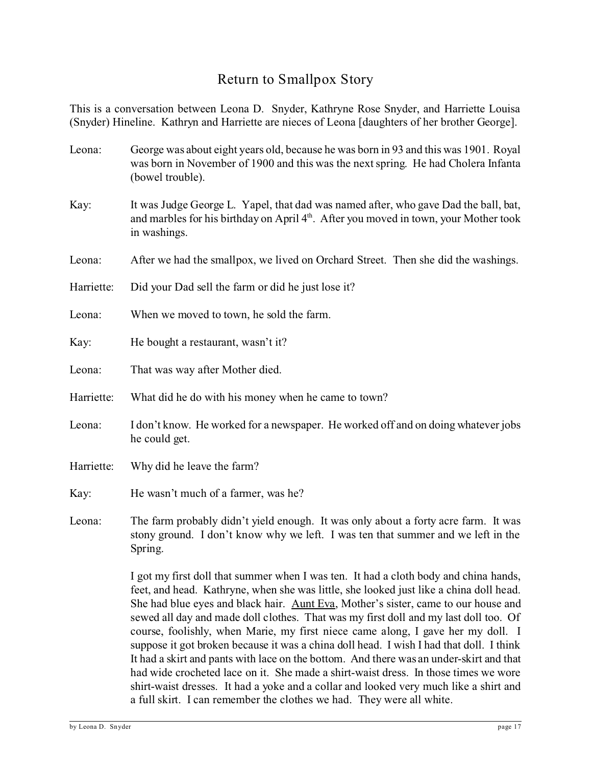# Return to Smallpox Story

This is a conversation between Leona D. Snyder, Kathryne Rose Snyder, and Harriette Louisa (Snyder) Hineline. Kathryn and Harriette are nieces of Leona [daughters of her brother George].

**Leona:** George was about eight years old, because he was born in 93 and this was 1901. Royal was born in November of 1900 and this was the next spring. He had Cholera Infanta (bowel trouble).

**Kay:** It was Judge George L. Yapel, that dad was named after, who gave Dad the ball, bat, and marbles for his birthday on April 4th. After you moved in town, your Mother took in washings.

**Leona:** After we had the smallpox, we lived on Orchard Street. Then she did the washings.

**Harriette:** Did your Dad sell the farm or did he just lose it?

**Leona:** When we moved to town, he sold the farm.

**Kay:** He bought a restaurant, wasn't it?

**Leona:** That was way after Mother died.

**Harriette:** What did he do with his money when he came to town?

**Leona:** I don't know. He worked for a newspaper. He worked off and on doing whatever jobs he could get.

**Harriette:** Why did he leave the farm?

**Kay:** He wasn't much of a farmer, was he?

**Leona:** The farm probably didn't yield enough. It was only about a forty acre farm. It was stony ground. I don't know why we left. I was ten that summer and we left in the Spring.

I got my first doll that summer when I was ten. It had a cloth body and china hands, feet, and head. Kathryne, when she was little, she looked just like a china doll head. She had blue eyes and black hair. Aunt Eva, Mother's sister, came to our house and sewed all day and made doll clothes. That was my first doll and my last doll too. Of course, foolishly, when Marie, my first niece came along, I gave her my doll. I suppose it got broken because it was a china doll head. I wish I had that doll. I think It had a skirt and pants with lace on the bottom. And there was an under-skirt and that had wide crocheted lace on it. She made a shirt-waist dress. In those times we wore shirt-waist dresses. It had a yoke and a collar and looked very much like a shirt and a full skirt. I can remember the clothes we had. They were all white.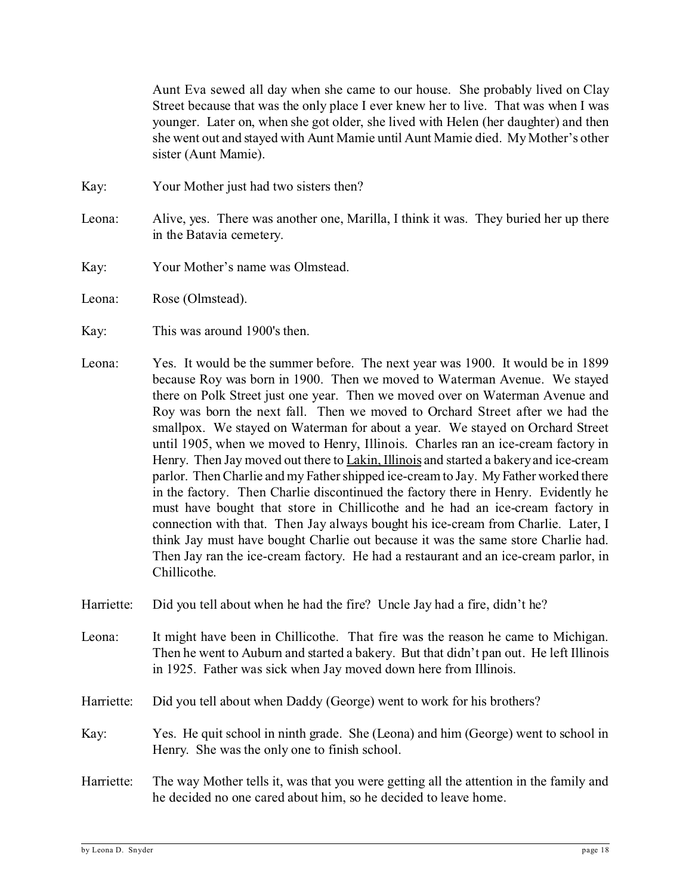Aunt Eva sewed all day when she came to our house. She probably lived on Clay Street because that was the only place I ever knew her to live. That was when I was younger. Later on, when she got older, she lived with Helen (her daughter) and then she went out and stayed with Aunt Mamie until Aunt Mamie died. My Mother's other sister (Aunt Mamie).

Kay: Your Mother just had two sisters then?

Leona: Alive, yes. There was another one, Marilla, I think it was. They buried her up there in the Batavia cemetery.

Kay: Your Mother's name was Olmstead.

Leona: Rose (Olmstead).

Kay: This was around 1900's then.

Leona: Yes. It would be the summer before. The next year was 1900. It would be in 1899 because Roy was born in 1900. Then we moved to Waterman Avenue. We stayed there on Polk Street just one year. Then we moved over on Waterman Avenue and Roy was born the next fall. Then we moved to Orchard Street after we had the smallpox. We stayed on Waterman for about a year. We stayed on Orchard Street until 1905, when we moved to Henry, Illinois. Charles ran an ice-cream factory in Henry. Then Jay moved out there to <u>Lakin, Illinois</u> and started a bakery and ice-cream parlor. Then Charlie and my Father shipped ice-cream to Jay. My Father worked there in the factory. Then Charlie discontinued the factory there in Henry. Evidently he must have bought that store in Chillicothe and he had an ice-cream factory in connection with that. Then Jay always bought his ice-cream from Charlie. Later, I think Jay must have bought Charlie out because it was the same store Charlie had. Then Jay ran the ice-cream factory. He had a restaurant and an ice-cream parlor, in Chillicothe.

Harriette: Did you tell about when he had the fire? Uncle Jay had a fire, didn't he?

Leona: It might have been in Chillicothe. That fire was the reason he came to Michigan. Then he went to Auburn and started a bakery. But that didn't pan out. He left Illinois in 1925. Father was sick when Jay moved down here from Illinois.

Harriette: Did you tell about when Daddy (George) went to work for his brothers?

Kay: Yes. He quit school in ninth grade. She (Leona) and him (George) went to school in Henry. She was the only one to finish school.

Harriette: The way Mother tells it, was that you were getting all the attention in the family and he decided no one cared about him, so he decided to leave home.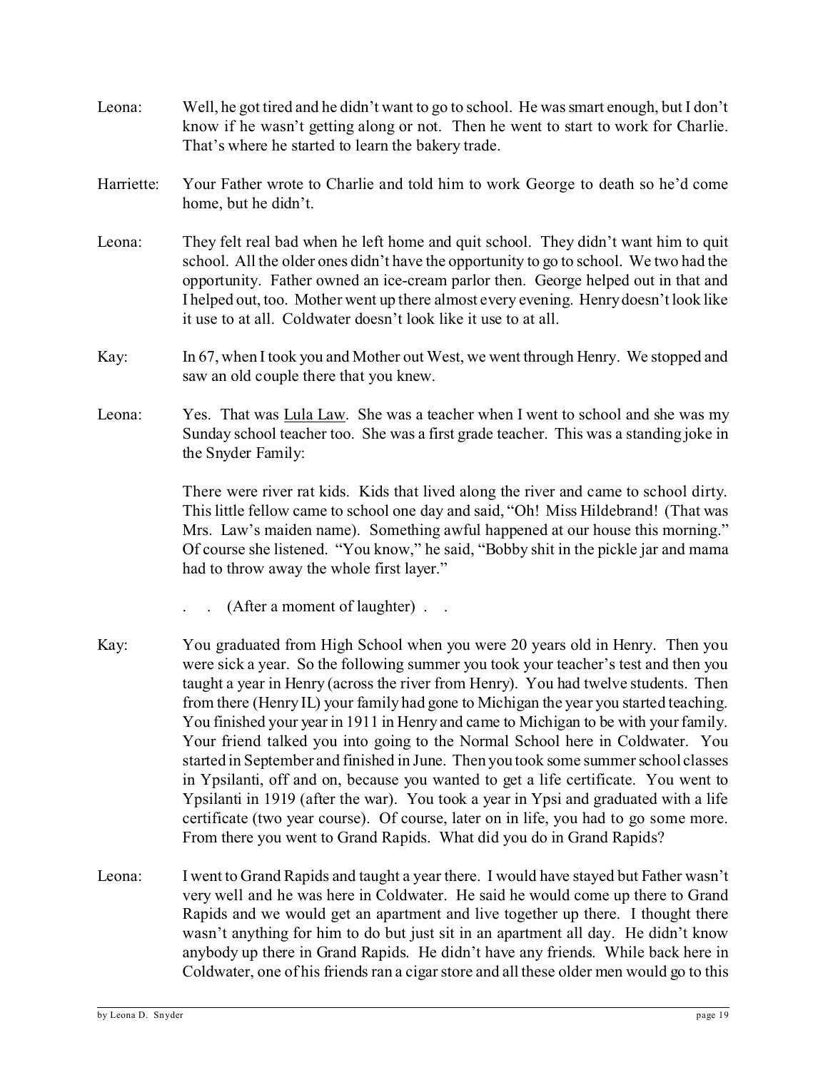Leona: Well, he got tired and he didn't want to go to school. He was smart enough, but I don't know if he wasn't getting along or not. Then he went to start to work for Charlie. That's where he started to learn the bakery trade.

Harriette: Your Father wrote to Charlie and told him to work George to death so he'd come home, but he didn't.

Leona: They felt real bad when he left home and quit school. They didn't want him to quit school. All the older ones didn't have the opportunity to go to school. We two had the opportunity. Father owned an ice-cream parlor then. George helped out in that and I helped out, too. Mother went up there almost every evening. Henry doesn't look like it use to at all. Coldwater doesn't look like it use to at all.

Kay: In 67, when I took you and Mother out West, we went through Henry. We stopped and saw an old couple there that you knew.

Leona: Yes. That was <u>Lula Law</u>. She was a teacher when I went to school and she was my Sunday school teacher too. She was a first grade teacher. This was a standing joke in the Snyder Family:

There were river rat kids. Kids that lived along the river and came to school dirty. This little fellow came to school one day and said, "Oh! Miss Hildebrand! (That was Mrs. Law's maiden name). Something awful happened at our house this morning." Of course she listened. "You know," he said, "Bobby shit in the pickle jar and mama had to throw away the whole first layer."

. . (After a moment of laughter) . .

Kay: You graduated from High School when you were 20 years old in Henry. Then you were sick a year. So the following summer you took your teacher's test and then you taught a year in Henry (across the river from Henry). You had twelve students. Then from there (Henry IL) your family had gone to Michigan the year you started teaching. You finished your year in 1911 in Henry and came to Michigan to be with your family. Your friend talked you into going to the Normal School here in Coldwater. You started in September and finished in June. Then you took some summer school classes in Ypsilanti, off and on, because you wanted to get a life certificate. You went to Ypsilanti in 1919 (after the war). You took a year in Ypsi and graduated with a life certificate (two year course). Of course, later on in life, you had to go some more. From there you went to Grand Rapids. What did you do in Grand Rapids?

Leona: I went to Grand Rapids and taught a year there. I would have stayed but Father wasn't very well and he was here in Coldwater. He said he would come up there to Grand Rapids and we would get an apartment and live together up there. I thought there wasn't anything for him to do but just sit in an apartment all day. He didn't know anybody up there in Grand Rapids. He didn't have any friends. While back here in Coldwater, one of his friends ran a cigar store and all these older men would go to this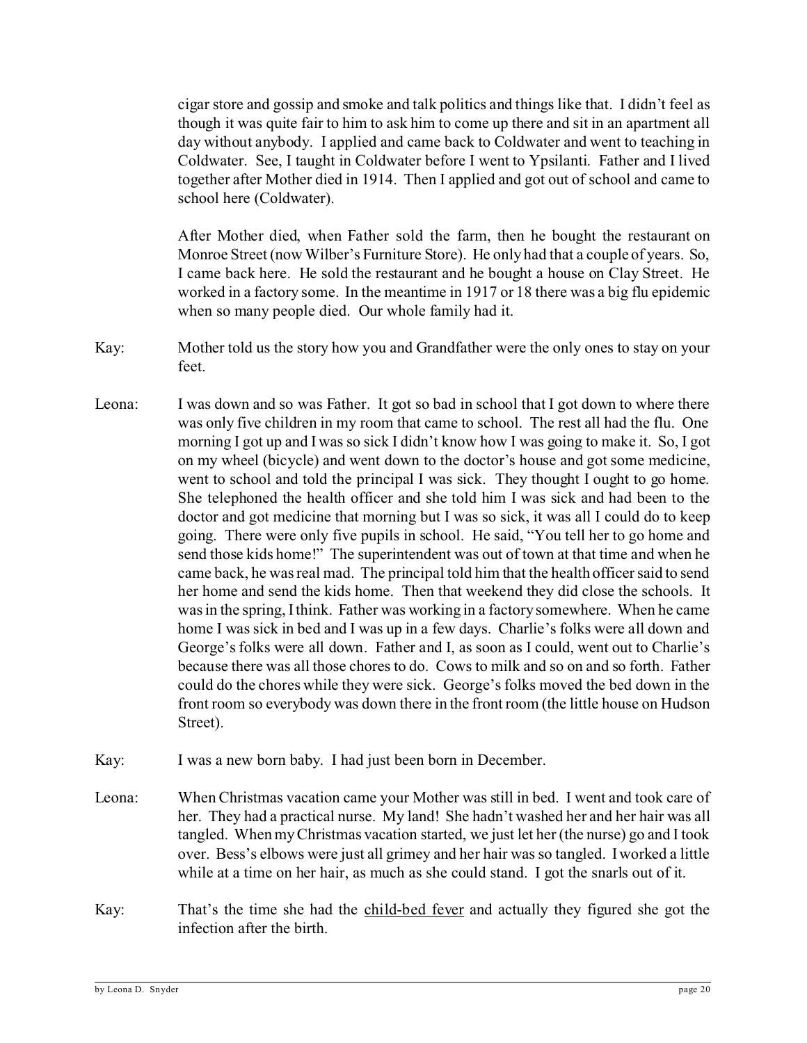cigar store and gossip and smoke and talk politics and things like that. I didn't feel as though it was quite fair to him to ask him to come up there and sit in an apartment all day without anybody. I applied and came back to Coldwater and went to teaching in Coldwater. See, I taught in Coldwater before I went to Ypsilanti. Father and I lived together after Mother died in 1914. Then I applied and got out of school and came to school here (Coldwater).

After Mother died, when Father sold the farm, then he bought the restaurant on Monroe Street (now Wilber's Furniture Store). He only had that a couple of years. So, I came back here. He sold the restaurant and he bought a house on Clay Street. He worked in a factory some. In the meantime in 1917 or 18 there was a big flu epidemic when so many people died. Our whole family had it.

Kay: Mother told us the story how you and Grandfather were the only ones to stay on your feet.

Leona: I was down and so was Father. It got so bad in school that I got down to where there was only five children in my room that came to school. The rest all had the flu. One morning I got up and I was so sick I didn't know how I was going to make it. So, I got on my wheel (bicycle) and went down to the doctor's house and got some medicine, went to school and told the principal I was sick. They thought I ought to go home. She telephoned the health officer and she told him I was sick and had been to the doctor and got medicine that morning but I was so sick, it was all I could do to keep going. There were only five pupils in school. He said, "You tell her to go home and send those kids home!" The superintendent was out of town at that time and when he came back, he was real mad. The principal told him that the health officer said to send her home and send the kids home. Then that weekend they did close the schools. It was in the spring, I think. Father was working in a factory somewhere. When he came home I was sick in bed and I was up in a few days. Charlie's folks were all down and George's folks were all down. Father and I, as soon as I could, went out to Charlie's because there was all those chores to do. Cows to milk and so on and so forth. Father could do the chores while they were sick. George's folks moved the bed down in the front room so everybody was down there in the front room (the little house on Hudson Street).

Kay: I was a new born baby. I had just been born in December.

Leona: When Christmas vacation came your Mother was still in bed. I went and took care of her. They had a practical nurse. My land! She hadn't washed her and her hair was all tangled. When my Christmas vacation started, we just let her (the nurse) go and I took over. Bess's elbows were just all grimey and her hair was so tangled. I worked a little while at a time on her hair, as much as she could stand. I got the snarls out of it.

Kay: That's the time she had the <u>child-bed fever</u> and actually they figured she got the infection after the birth.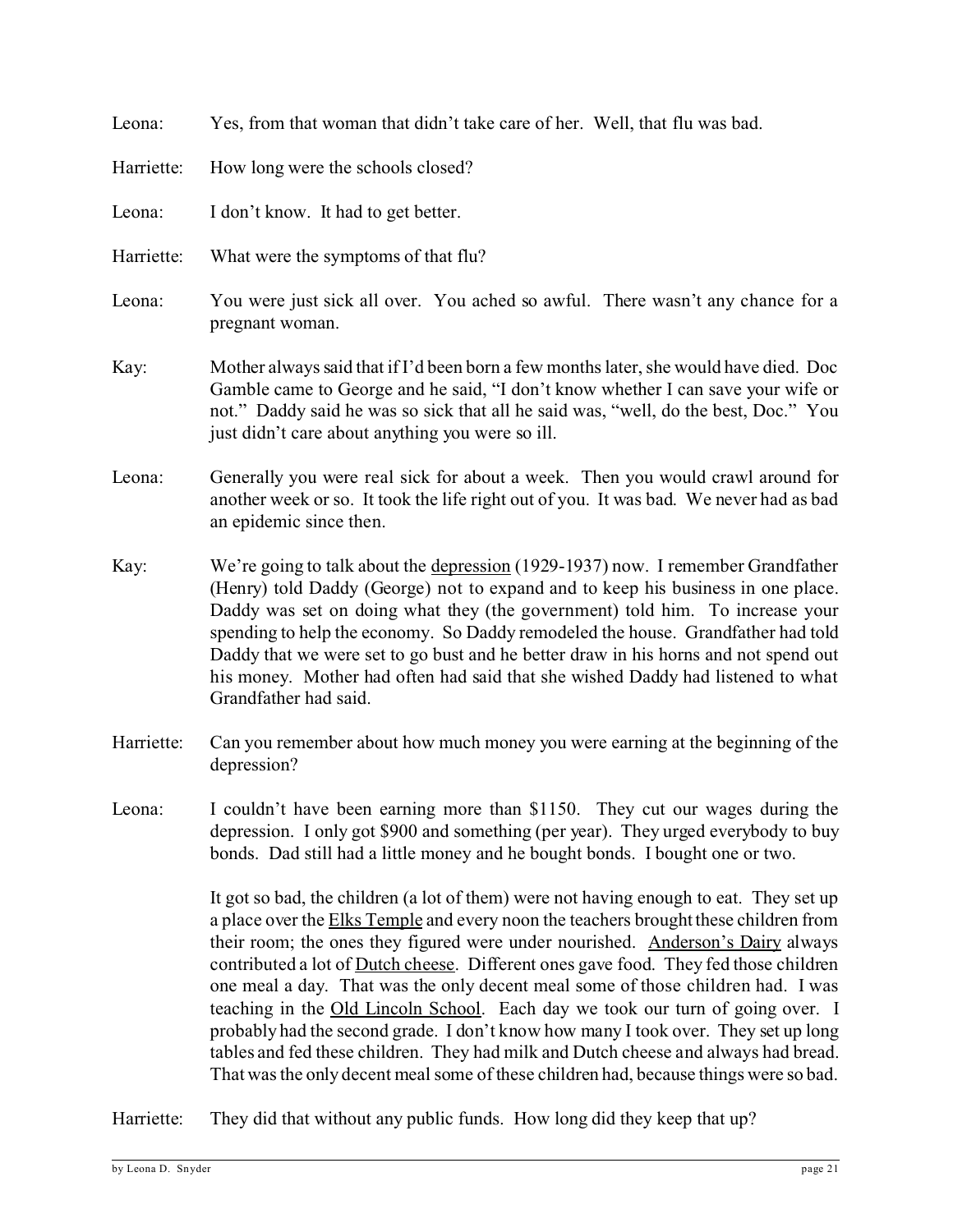Leona: Yes, from that woman that didn't take care of her. Well, that flu was bad.

Harriette: How long were the schools closed?

Leona: I don't know. It had to get better.

Harriette: What were the symptoms of that flu?

Leona: You were just sick all over. You ached so awful. There wasn't any chance for a pregnant woman.

Kay: Mother always said that if I'd been born a few months later, she would have died. Doc Gamble came to George and he said, "I don't know whether I can save your wife or not." Daddy said he was so sick that all he said was, "well, do the best, Doc." You just didn't care about anything you were so ill.

Leona: Generally you were real sick for about a week. Then you would crawl around for another week or so. It took the life right out of you. It was bad. We never had as bad an epidemic since then.

Kay: We're going to talk about the <u>depression</u> (1929-1937) now. I remember Grandfather (Henry) told Daddy (George) not to expand and to keep his business in one place. Daddy was set on doing what they (the government) told him. To increase your spending to help the economy. So Daddy remodeled the house. Grandfather had told Daddy that we were set to go bust and he better draw in his horns and not spend out his money. Mother had often had said that she wished Daddy had listened to what Grandfather had said.

Harriette: Can you remember about how much money you were earning at the beginning of the depression?

Leona: I couldn't have been earning more than $1150. They cut our wages during the depression. I only got $900 and something (per year). They urged everybody to buy bonds. Dad still had a little money and he bought bonds. I bought one or two.

It got so bad, the children (a lot of them) were not having enough to eat. They set up a place over the <u>Elks Temple</u> and every noon the teachers brought these children from their room; the ones they figured were under nourished. <u>Anderson's Dairy</u> always contributed a lot of <u>Dutch cheese</u>. Different ones gave food. They fed those children one meal a day. That was the only decent meal some of those children had. I was teaching in the <u>Old Lincoln School</u>. Each day we took our turn of going over. I probably had the second grade. I don't know how many I took over. They set up long tables and fed these children. They had milk and Dutch cheese and always had bread. That was the only decent meal some of these children had, because things were so bad.

Harriette: They did that without any public funds. How long did they keep that up?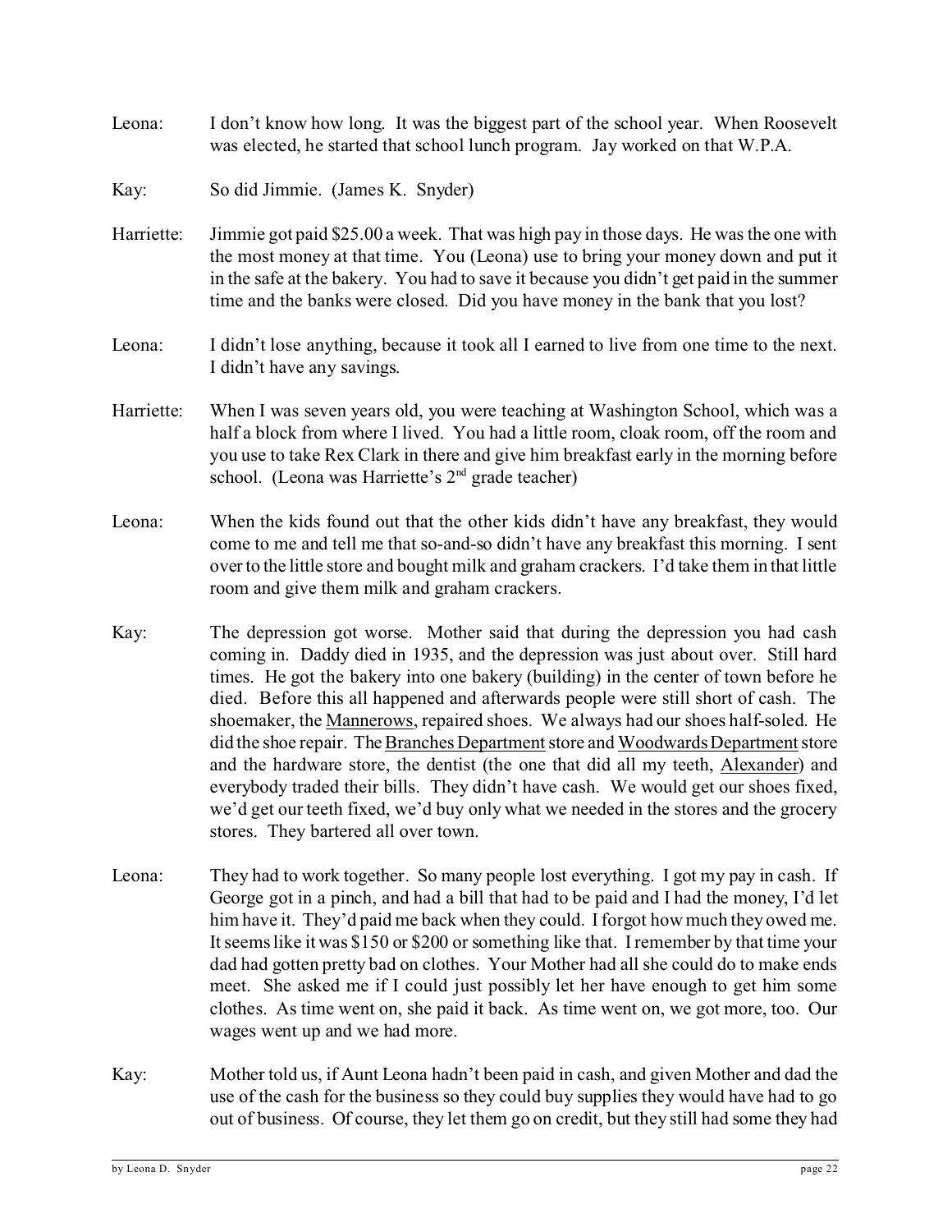Leona: I don't know how long. It was the biggest part of the school year. When Roosevelt was elected, he started that school lunch program. Jay worked on that W.P.A.

Kay: So did Jimmie. (James K. Snyder)

Harriette: Jimmie got paid $25.00 a week. That was high pay in those days. He was the one with the most money at that time. You (Leona) use to bring your money down and put it in the safe at the bakery. You had to save it because you didn't get paid in the summer time and the banks were closed. Did you have money in the bank that you lost?

Leona: I didn't lose anything, because it took all I earned to live from one time to the next. I didn't have any savings.

Harriette: When I was seven years old, you were teaching at Washington School, which was a half a block from where I lived. You had a little room, cloak room, off the room and you use to take Rex Clark in there and give him breakfast early in the morning before school. (Leona was Harriette's 2nd grade teacher)

Leona: When the kids found out that the other kids didn't have any breakfast, they would come to me and tell me that so-and-so didn't have any breakfast this morning. I sent over to the little store and bought milk and graham crackers. I'd take them in that little room and give them milk and graham crackers.

Kay: The depression got worse. Mother said that during the depression you had cash coming in. Daddy died in 1935, and the depression was just about over. Still hard times. He got the bakery into one bakery (building) in the center of town before he died. Before this all happened and afterwards people were still short of cash. The shoemaker, the Mannerows, repaired shoes. We always had our shoes half-soled. He did the shoe repair. The Branches Department store and Woodwards Department store and the hardware store, the dentist (the one that did all my teeth, Alexander) and everybody traded their bills. They didn't have cash. We would get our shoes fixed, we'd get our teeth fixed, we'd buy only what we needed in the stores and the grocery stores. They bartered all over town.

Leona: They had to work together. So many people lost everything. I got my pay in cash. If George got in a pinch, and had a bill that had to be paid and I had the money, I'd let him have it. They'd paid me back when they could. I forgot how much they owed me. It seems like it was $150 or $200 or something like that. I remember by that time your dad had gotten pretty bad on clothes. Your Mother had all she could do to make ends meet. She asked me if I could just possibly let her have enough to get him some clothes. As time went on, she paid it back. As time went on, we got more, too. Our wages went up and we had more.

Kay: Mother told us, if Aunt Leona hadn't been paid in cash, and given Mother and dad the use of the cash for the business so they could buy supplies they would have had to go out of business. Of course, they let them go on credit, but they still had some they had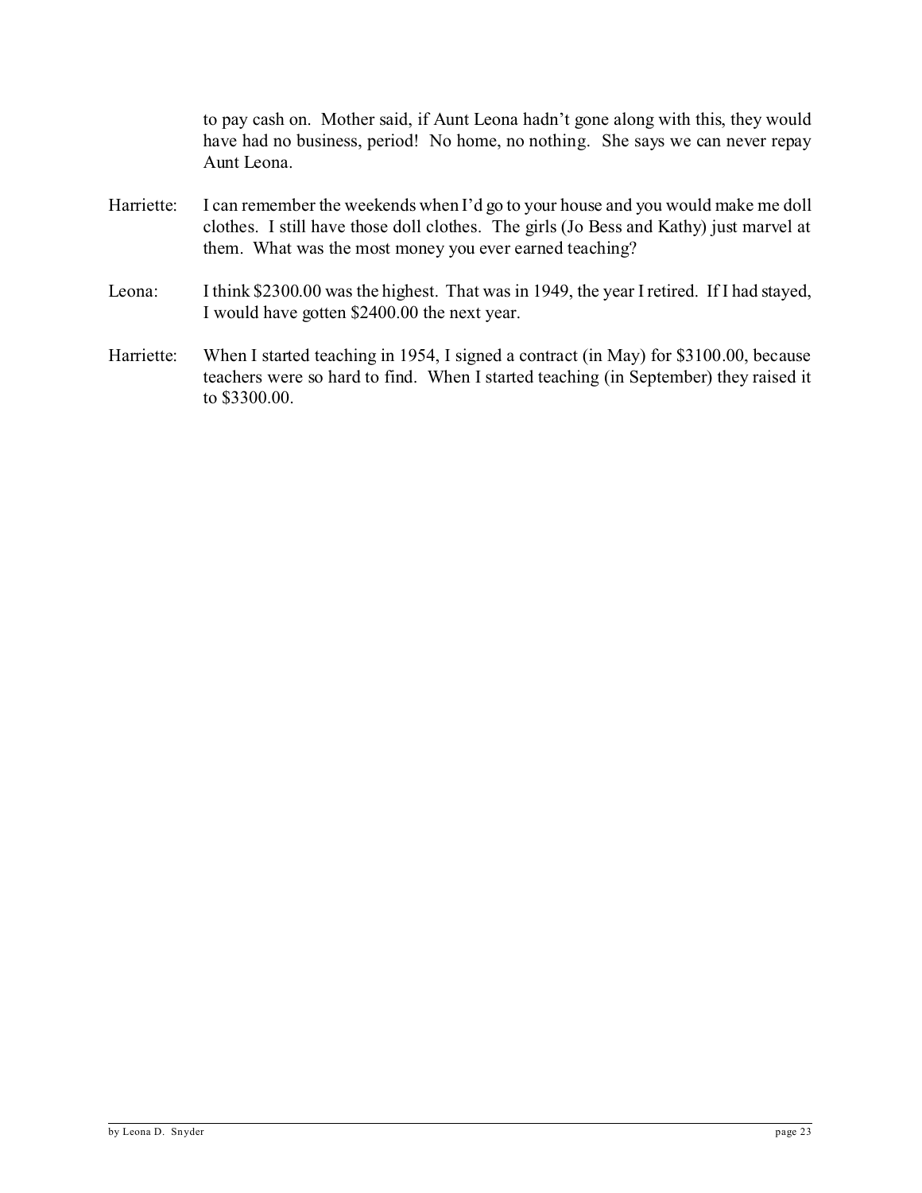to pay cash on. Mother said, if Aunt Leona hadn't gone along with this, they would have had no business, period! No home, no nothing. She says we can never repay Aunt Leona.

Harriette: I can remember the weekends when I'd go to your house and you would make me doll clothes. I still have those doll clothes. The girls (Jo Bess and Kathy) just marvel at them. What was the most money you ever earned teaching?

Leona: I think $2300.00 was the highest. That was in 1949, the year I retired. If I had stayed, I would have gotten $2400.00 the next year.

Harriette: When I started teaching in 1954, I signed a contract (in May) for $3100.00, because teachers were so hard to find. When I started teaching (in September) they raised it to $3300.00.